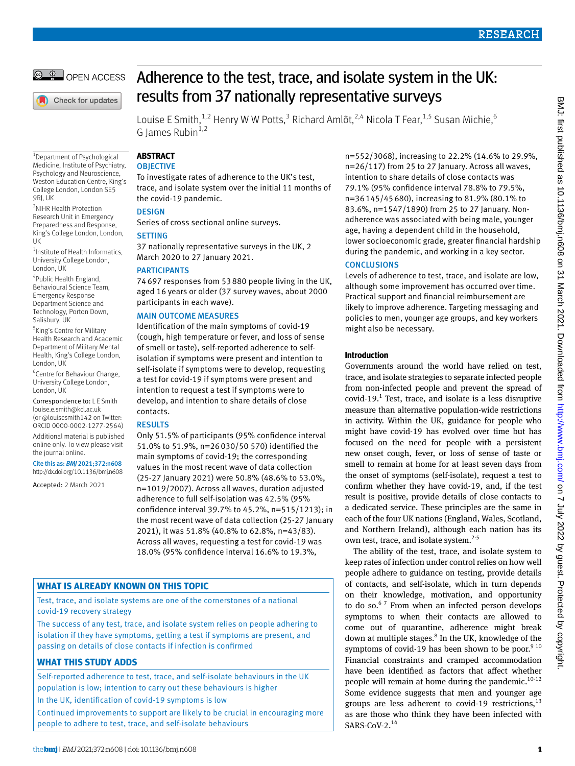# Adherence to the test, trace, and isolate system in the UK: results from 37 nationally representative surveys

Louise E Smith,[1,2] Henry W W Potts,[3] Richard Amlôt,[2,4] Nicola T Fear,[1,5] Susan Michie,[6] G James Rubin[1,2]

[1]Department of Psychological Medicine, Institute of Psychiatry, Psychology and Neuroscience, Weston Education Centre, King's College London, London SE5 9RJ, UK

[2]NIHR Health Protection Research Unit in Emergency Preparedness and Response, King's College London, London, UK

[3]Institute of Health Informatics, University College London, London, UK

[4]Public Health England, Behavioural Science Team, Emergency Response Department Science and Technology, Porton Down, Salisbury, UK

[5]King's Centre for Military Health Research and Academic Department of Military Mental Health, King's College London, London, UK

[6]Centre for Behaviour Change, University College London, London, UK

Correspondence to: L E Smith louise.e.smith@kcl.ac.uk (or @louisesmith142 on Twitter: ORCID 0000-0002-1277-2564)

Additional material is published online only. To view please visit the journal online.

Cite this as: *BMJ* 2021;372:n608 http://dx.doi.org/10.1136/bmj.n608

Accepted: 2 March 2021

## ABSTRACT

### OBJECTIVE

To investigate rates of adherence to the UK's test, trace, and isolate system over the initial 11 months of the covid-19 pandemic.

### DESIGN

Series of cross sectional online surveys.

### SETTING

37 nationally representative surveys in the UK, 2 March 2020 to 27 January 2021.

### PARTICIPANTS

74 697 responses from 53 880 people living in the UK, aged 16 years or older (37 survey waves, about 2000 participants in each wave).

### MAIN OUTCOME MEASURES

Identification of the main symptoms of covid-19 (cough, high temperature or fever, and loss of sense of smell or taste), self-reported adherence to self-isolation if symptoms were present and intention to self-isolate if symptoms were to develop, requesting a test for covid-19 if symptoms were present and intention to request a test if symptoms were to develop, and intention to share details of close contacts.

### RESULTS

Only 51.5% of participants (95% confidence interval 51.0% to 51.9%, n=26 030/50 570) identified the main symptoms of covid-19; the corresponding values in the most recent wave of data collection (25-27 January 2021) were 50.8% (48.6% to 53.0%, n=1019/2007). Across all waves, duration adjusted adherence to full self-isolation was 42.5% (95% confidence interval 39.7% to 45.2%, n=515/1213); in the most recent wave of data collection (25-27 January 2021), it was 51.8% (40.8% to 62.8%, n=43/83). Across all waves, requesting a test for covid-19 was 18.0% (95% confidence interval 16.6% to 19.3%, n=552/3068), increasing to 22.2% (14.6% to 29.9%, n=26/117) from 25 to 27 January. Across all waves, intention to share details of close contacts was 79.1% (95% confidence interval 78.8% to 79.5%, n=36 145/45 680), increasing to 81.9% (80.1% to 83.6%, n=1547/1890) from 25 to 27 January. Non-adherence was associated with being male, younger age, having a dependent child in the household, lower socioeconomic grade, greater financial hardship during the pandemic, and working in a key sector.

### CONCLUSIONS

Levels of adherence to test, trace, and isolate are low, although some improvement has occurred over time. Practical support and financial reimbursement are likely to improve adherence. Targeting messaging and policies to men, younger age groups, and key workers might also be necessary.

### WHAT IS ALREADY KNOWN ON THIS TOPIC

Test, trace, and isolate systems are one of the cornerstones of a national covid-19 recovery strategy

The success of any test, trace, and isolate system relies on people adhering to isolation if they have symptoms, getting a test if symptoms are present, and passing on details of close contacts if infection is confirmed

### WHAT THIS STUDY ADDS

Self-reported adherence to test, trace, and self-isolate behaviours in the UK population is low; intention to carry out these behaviours is higher

In the UK, identification of covid-19 symptoms is low

Continued improvements to support are likely to be crucial in encouraging more people to adhere to test, trace, and self-isolate behaviours

## Introduction

Governments around the world have relied on test, trace, and isolate strategies to separate infected people from non-infected people and prevent the spread of covid-19.[1] Test, trace, and isolate is a less disruptive measure than alternative population-wide restrictions in activity. Within the UK, guidance for people who might have covid-19 has evolved over time but has focused on the need for people with a persistent new onset cough, fever, or loss of sense of taste or smell to remain at home for at least seven days from the onset of symptoms (self-isolate), request a test to confirm whether they have covid-19, and, if the test result is positive, provide details of close contacts to a dedicated service. These principles are the same in each of the four UK nations (England, Wales, Scotland, and Northern Ireland), although each nation has its own test, trace, and isolate system.[2-5]

The ability of the test, trace, and isolate system to keep rates of infection under control relies on how well people adhere to guidance on testing, provide details of contacts, and self-isolate, which in turn depends on their knowledge, motivation, and opportunity to do so.[6,7] From when an infected person develops symptoms to when their contacts are allowed to come out of quarantine, adherence might break down at multiple stages.[8] In the UK, knowledge of the symptoms of covid-19 has been shown to be poor.[9,10] Financial constraints and cramped accommodation have been identified as factors that affect whether people will remain at home during the pandemic.[10-12] Some evidence suggests that men and younger age groups are less adherent to covid-19 restrictions,[13] as are those who think they have been infected with SARS-CoV-2.[14]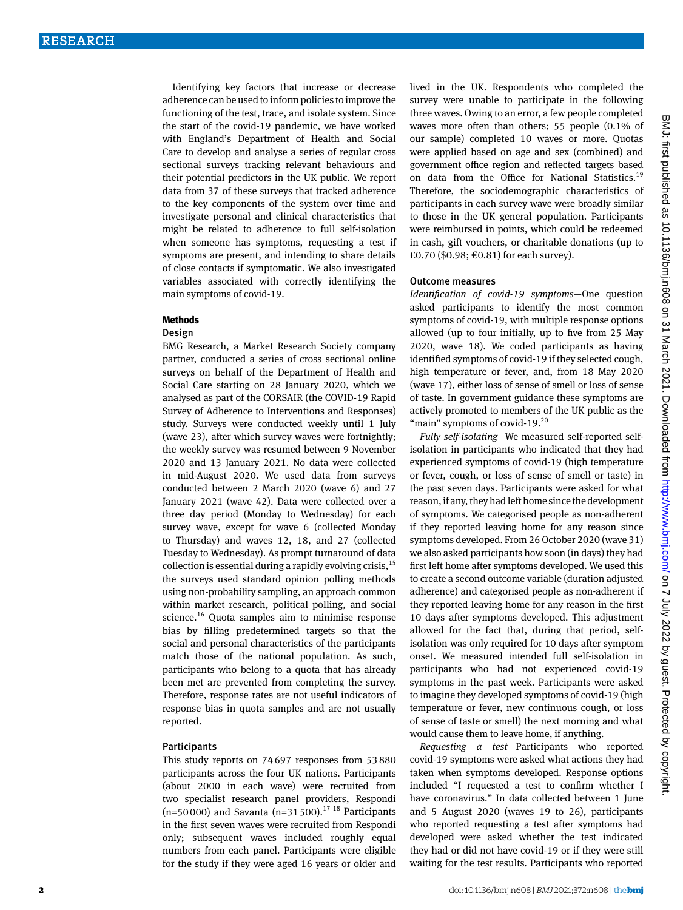Identifying key factors that increase or decrease adherence can be used to inform policies to improve the functioning of the test, trace, and isolate system. Since the start of the covid-19 pandemic, we have worked with England's Department of Health and Social Care to develop and analyse a series of regular cross sectional surveys tracking relevant behaviours and their potential predictors in the UK public. We report data from 37 of these surveys that tracked adherence to the key components of the system over time and investigate personal and clinical characteristics that might be related to adherence to full self-isolation when someone has symptoms, requesting a test if symptoms are present, and intending to share details of close contacts if symptomatic. We also investigated variables associated with correctly identifying the main symptoms of covid-19.

## Methods

### Design

BMG Research, a Market Research Society company partner, conducted a series of cross sectional online surveys on behalf of the Department of Health and Social Care starting on 28 January 2020, which we analysed as part of the CORSAIR (the COVID-19 Rapid Survey of Adherence to Interventions and Responses) study. Surveys were conducted weekly until 1 July (wave 23), after which survey waves were fortnightly; the weekly survey was resumed between 9 November 2020 and 13 January 2021. No data were collected in mid-August 2020. We used data from surveys conducted between 2 March 2020 (wave 6) and 27 January 2021 (wave 42). Data were collected over a three day period (Monday to Wednesday) for each survey wave, except for wave 6 (collected Monday to Thursday) and waves 12, 18, and 27 (collected Tuesday to Wednesday). As prompt turnaround of data collection is essential during a rapidly evolving crisis,[15] the surveys used standard opinion polling methods using non-probability sampling, an approach common within market research, political polling, and social science.[16] Quota samples aim to minimise response bias by filling predetermined targets so that the social and personal characteristics of the participants match those of the national population. As such, participants who belong to a quota that has already been met are prevented from completing the survey. Therefore, response rates are not useful indicators of response bias in quota samples and are not usually reported.

### Participants

This study reports on 74 697 responses from 53 880 participants across the four UK nations. Participants (about 2000 in each wave) were recruited from two specialist research panel providers, Respondi (n=50 000) and Savanta (n=31 500).[17,18] Participants in the first seven waves were recruited from Respondi only; subsequent waves included roughly equal numbers from each panel. Participants were eligible for the study if they were aged 16 years or older and lived in the UK. Respondents who completed the survey were unable to participate in the following three waves. Owing to an error, a few people completed waves more often than others; 55 people (0.1% of our sample) completed 10 waves or more. Quotas were applied based on age and sex (combined) and government office region and reflected targets based on data from the Office for National Statistics.[19] Therefore, the sociodemographic characteristics of participants in each survey wave were broadly similar to those in the UK general population. Participants were reimbursed in points, which could be redeemed in cash, gift vouchers, or charitable donations (up to £0.70 ($0.98; €0.81) for each survey).

### Outcome measures

*Identification of covid-19 symptoms*—One question asked participants to identify the most common symptoms of covid-19, with multiple response options allowed (up to four initially, up to five from 25 May 2020, wave 18). We coded participants as having identified symptoms of covid-19 if they selected cough, high temperature or fever, and, from 18 May 2020 (wave 17), either loss of sense of smell or loss of sense of taste. In government guidance these symptoms are actively promoted to members of the UK public as the "main" symptoms of covid-19.[20]

*Fully self-isolating*—We measured self-reported self-isolation in participants who indicated that they had experienced symptoms of covid-19 (high temperature or fever, cough, or loss of sense of smell or taste) in the past seven days. Participants were asked for what reason, if any, they had left home since the development of symptoms. We categorised people as non-adherent if they reported leaving home for any reason since symptoms developed. From 26 October 2020 (wave 31) we also asked participants how soon (in days) they had first left home after symptoms developed. We used this to create a second outcome variable (duration adjusted adherence) and categorised people as non-adherent if they reported leaving home for any reason in the first 10 days after symptoms developed. This adjustment allowed for the fact that, during that period, self-isolation was only required for 10 days after symptom onset. We measured intended full self-isolation in participants who had not experienced covid-19 symptoms in the past week. Participants were asked to imagine they developed symptoms of covid-19 (high temperature or fever, new continuous cough, or loss of sense of taste or smell) the next morning and what would cause them to leave home, if anything.

*Requesting a test*—Participants who reported covid-19 symptoms were asked what actions they had taken when symptoms developed. Response options included "I requested a test to confirm whether I have coronavirus." In data collected between 1 June and 5 August 2020 (waves 19 to 26), participants who reported requesting a test after symptoms had developed were asked whether the test indicated they had or did not have covid-19 or if they were still waiting for the test results. Participants who reported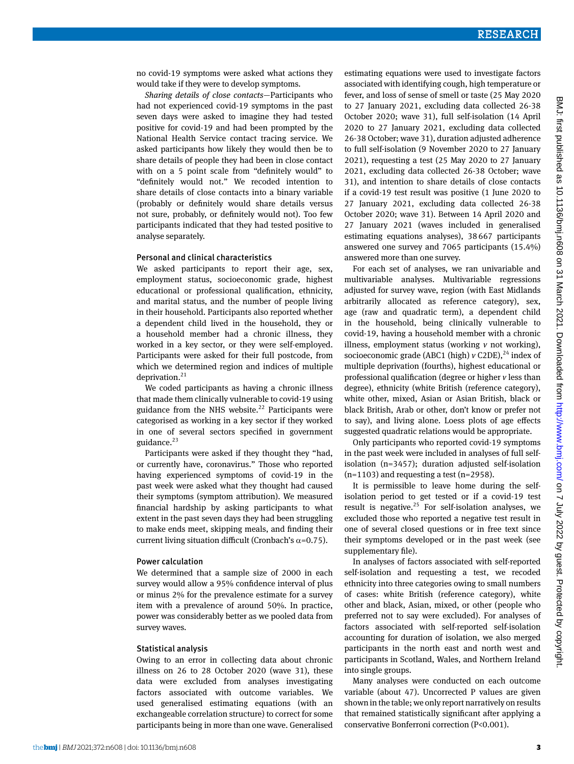no covid-19 symptoms were asked what actions they would take if they were to develop symptoms.

*Sharing details of close contacts*—Participants who had not experienced covid-19 symptoms in the past seven days were asked to imagine they had tested positive for covid-19 and had been prompted by the National Health Service contact tracing service. We asked participants how likely they would then be to share details of people they had been in close contact with on a 5 point scale from "definitely would" to "definitely would not." We recoded intention to share details of close contacts into a binary variable (probably or definitely would share details versus not sure, probably, or definitely would not). Too few participants indicated that they had tested positive to analyse separately.

### Personal and clinical characteristics

We asked participants to report their age, sex, employment status, socioeconomic grade, highest educational or professional qualification, ethnicity, and marital status, and the number of people living in their household. Participants also reported whether a dependent child lived in the household, they or a household member had a chronic illness, they worked in a key sector, or they were self-employed. Participants were asked for their full postcode, from which we determined region and indices of multiple deprivation.[21]

We coded participants as having a chronic illness that made them clinically vulnerable to covid-19 using guidance from the NHS website.[22] Participants were categorised as working in a key sector if they worked in one of several sectors specified in government guidance.[23]

Participants were asked if they thought they "had, or currently have, coronavirus." Those who reported having experienced symptoms of covid-19 in the past week were asked what they thought had caused their symptoms (symptom attribution). We measured financial hardship by asking participants to what extent in the past seven days they had been struggling to make ends meet, skipping meals, and finding their current living situation difficult (Cronbach's $\alpha$=0.75).

### Power calculation

We determined that a sample size of 2000 in each survey would allow a 95% confidence interval of plus or minus 2% for the prevalence estimate for a survey item with a prevalence of around 50%. In practice, power was considerably better as we pooled data from survey waves.

### Statistical analysis

Owing to an error in collecting data about chronic illness on 26 to 28 October 2020 (wave 31), these data were excluded from analyses investigating factors associated with outcome variables. We used generalised estimating equations (with an exchangeable correlation structure) to correct for some participants being in more than one wave. Generalised estimating equations were used to investigate factors associated with identifying cough, high temperature or fever, and loss of sense of smell or taste (25 May 2020 to 27 January 2021, excluding data collected 26-38 October 2020; wave 31), full self-isolation (14 April 2020 to 27 January 2021, excluding data collected 26-38 October; wave 31), duration adjusted adherence to full self-isolation (9 November 2020 to 27 January 2021), requesting a test (25 May 2020 to 27 January 2021, excluding data collected 26-38 October; wave 31), and intention to share details of close contacts if a covid-19 test result was positive (1 June 2020 to 27 January 2021, excluding data collected 26-38 October 2020; wave 31). Between 14 April 2020 and 27 January 2021 (waves included in generalised estimating equations analyses), 38 667 participants answered one survey and 7065 participants (15.4%) answered more than one survey.

For each set of analyses, we ran univariable and multivariable analyses. Multivariable regressions adjusted for survey wave, region (with East Midlands arbitrarily allocated as reference category), sex, age (raw and quadratic term), a dependent child in the household, being clinically vulnerable to covid-19, having a household member with a chronic illness, employment status (working *v* not working), socioeconomic grade (ABC1 (high) *v* C2DE),[24] index of multiple deprivation (fourths), highest educational or professional qualification (degree or higher *v* less than degree), ethnicity (white British (reference category), white other, mixed, Asian or Asian British, black or black British, Arab or other, don't know or prefer not to say), and living alone. Loess plots of age effects suggested quadratic relations would be appropriate.

Only participants who reported covid-19 symptoms in the past week were included in analyses of full self-isolation (n=3457); duration adjusted self-isolation (n=1103) and requesting a test (n=2958).

It is permissible to leave home during the self-isolation period to get tested or if a covid-19 test result is negative.[25] For self-isolation analyses, we excluded those who reported a negative test result in one of several closed questions or in free text since their symptoms developed or in the past week (see supplementary file).

In analyses of factors associated with self-reported self-isolation and requesting a test, we recoded ethnicity into three categories owing to small numbers of cases: white British (reference category), white other and black, Asian, mixed, or other (people who preferred not to say were excluded). For analyses of factors associated with self-reported self-isolation accounting for duration of isolation, we also merged participants in the north east and north west and participants in Scotland, Wales, and Northern Ireland into single groups.

Many analyses were conducted on each outcome variable (about 47). Uncorrected P values are given shown in the table; we only report narratively on results that remained statistically significant after applying a conservative Bonferroni correction (P<0.001).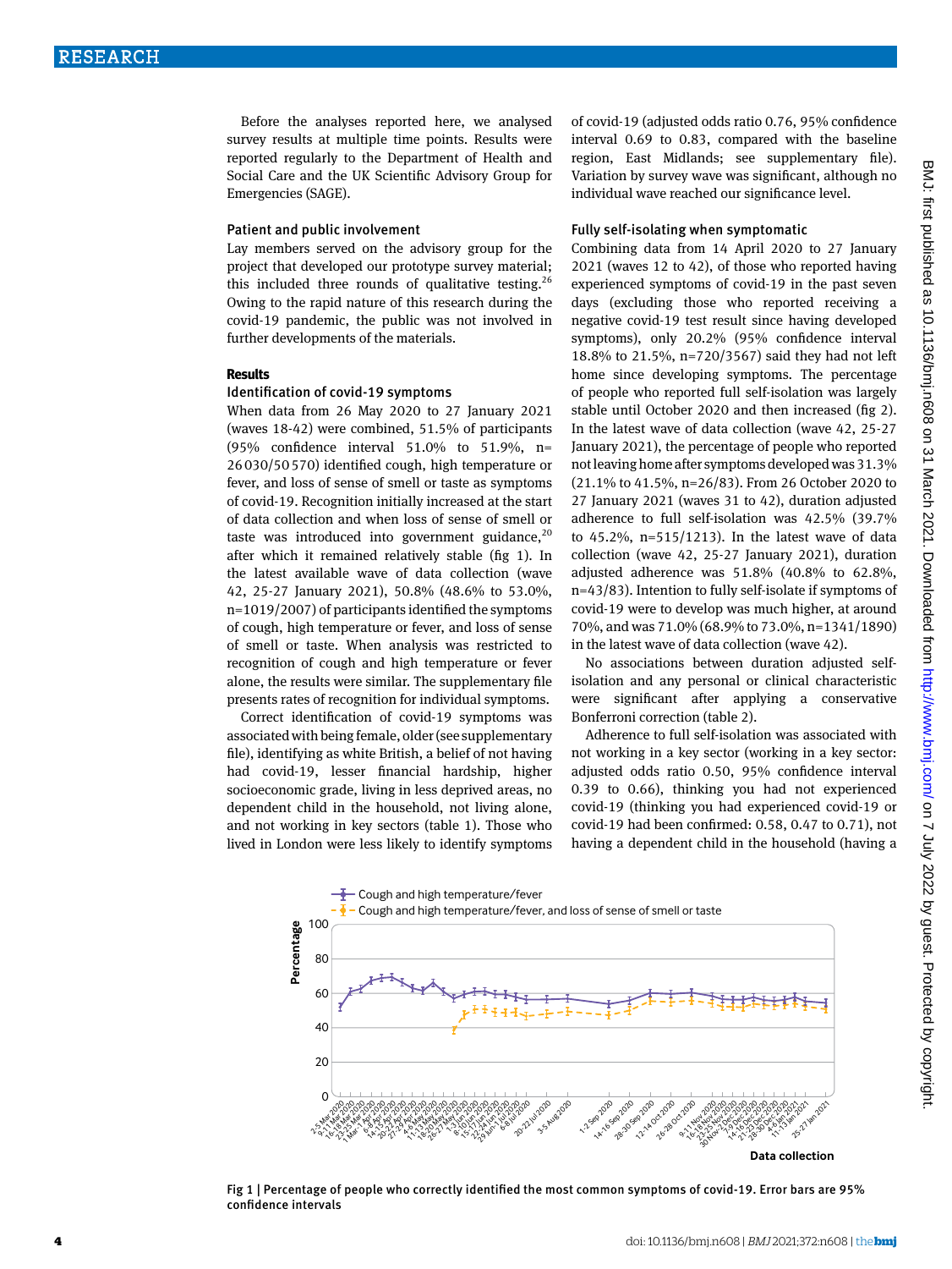Before the analyses reported here, we analysed survey results at multiple time points. Results were reported regularly to the Department of Health and Social Care and the UK Scientific Advisory Group for Emergencies (SAGE).

### Patient and public involvement

Lay members served on the advisory group for the project that developed our prototype survey material; this included three rounds of qualitative testing.[26] Owing to the rapid nature of this research during the covid-19 pandemic, the public was not involved in further developments of the materials.

## Results

### Identification of covid-19 symptoms

When data from 26 May 2020 to 27 January 2021 (waves 18-42) were combined, 51.5% of participants (95% confidence interval 51.0% to 51.9%, n= 26 030/50 570) identified cough, high temperature or fever, and loss of sense of smell or taste as symptoms of covid-19. Recognition initially increased at the start of data collection and when loss of sense of smell or taste was introduced into government guidance,[20] after which it remained relatively stable (fig 1). In the latest available wave of data collection (wave 42, 25-27 January 2021), 50.8% (48.6% to 53.0%, n=1019/2007) of participants identified the symptoms of cough, high temperature or fever, and loss of sense of smell or taste. When analysis was restricted to recognition of cough and high temperature or fever alone, the results were similar. The supplementary file presents rates of recognition for individual symptoms.

Correct identification of covid-19 symptoms was associated with being female, older (see supplementary file), identifying as white British, a belief of not having had covid-19, lesser financial hardship, higher socioeconomic grade, living in less deprived areas, no dependent child in the household, not living alone, and not working in key sectors (table 1). Those who lived in London were less likely to identify symptoms of covid-19 (adjusted odds ratio 0.76, 95% confidence interval 0.69 to 0.83, compared with the baseline region, East Midlands; see supplementary file). Variation by survey wave was significant, although no individual wave reached our significance level.

### Fully self-isolating when symptomatic

Combining data from 14 April 2020 to 27 January 2021 (waves 12 to 42), of those who reported having experienced symptoms of covid-19 in the past seven days (excluding those who reported receiving a negative covid-19 test result since having developed symptoms), only 20.2% (95% confidence interval 18.8% to 21.5%, n=720/3567) said they had not left home since developing symptoms. The percentage of people who reported full self-isolation was largely stable until October 2020 and then increased (fig 2). In the latest wave of data collection (wave 42, 25-27 January 2021), the percentage of people who reported not leaving home after symptoms developed was 31.3% (21.1% to 41.5%, n=26/83). From 26 October 2020 to 27 January 2021 (waves 31 to 42), duration adjusted adherence to full self-isolation was 42.5% (39.7% to 45.2%, n=515/1213). In the latest wave of data collection (wave 42, 25-27 January 2021), duration adjusted adherence was 51.8% (40.8% to 62.8%, n=43/83). Intention to fully self-isolate if symptoms of covid-19 were to develop was much higher, at around 70%, and was 71.0% (68.9% to 73.0%, n=1341/1890) in the latest wave of data collection (wave 42).

No associations between duration adjusted self-isolation and any personal or clinical characteristic were significant after applying a conservative Bonferroni correction (table 2).

Adherence to full self-isolation was associated with not working in a key sector (working in a key sector: adjusted odds ratio 0.50, 95% confidence interval 0.39 to 0.66), thinking you had not experienced covid-19 (thinking you had experienced covid-19 or covid-19 had been confirmed: 0.58, 0.47 to 0.71), not having a dependent child in the household (having a

Fig 1 | Percentage of people who correctly identified the most common symptoms of covid-19. Error bars are 95% confidence intervals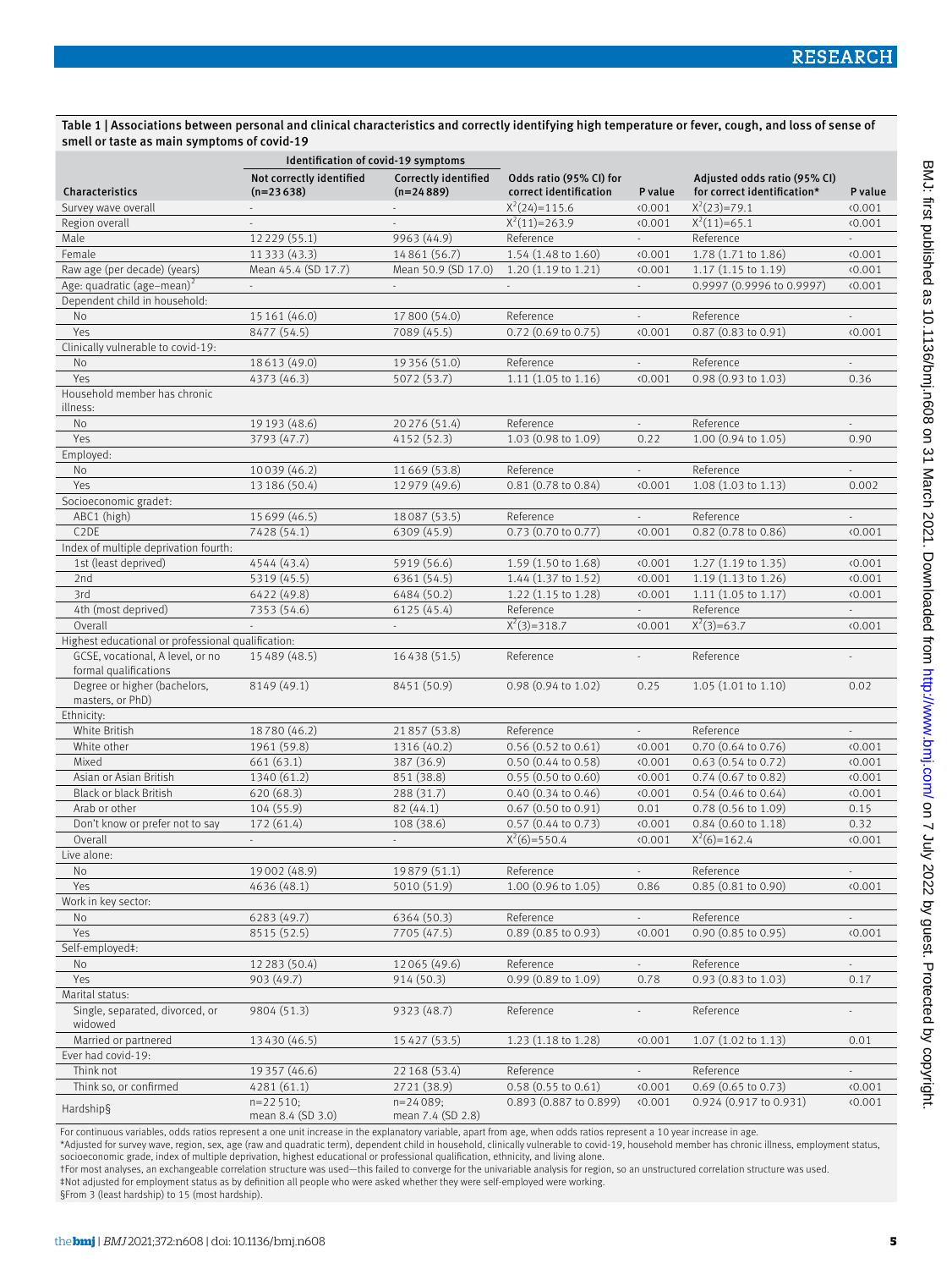**Table 1 | Associations between personal and clinical characteristics and correctly identifying high temperature or fever, cough, and loss of sense of smell or taste as main symptoms of covid-19**

| Characteristics | Identification of covid-19 symptoms: Not correctly identified (n=23 638) | Identification of covid-19 symptoms: Correctly identified (n=24 889) | Odds ratio (95% CI) for correct identification | P value | Adjusted odds ratio (95% CI) for correct identification* | P value |
|---|---|---|---|---|---|---|
| Survey wave overall | - | - | $X^2(24)=115.6$ | <0.001 | $X^2(23)=79.1$ | <0.001 |
| Region overall | - | - | $X^2(11)=263.9$ | <0.001 | $X^2(11)=65.1$ | <0.001 |
| Male | 12 229 (55.1) | 9963 (44.9) | Reference | - | Reference | - |
| Female | 11 333 (43.3) | 14 861 (56.7) | 1.54 (1.48 to 1.60) | <0.001 | 1.78 (1.71 to 1.86) | <0.001 |
| Raw age (per decade) (years) | Mean 45.4 (SD 17.7) | Mean 50.9 (SD 17.0) | 1.20 (1.19 to 1.21) | <0.001 | 1.17 (1.15 to 1.19) | <0.001 |
| Age: quadratic $(age-mean)^2$ | - | - | - | - | 0.9997 (0.9996 to 0.9997) | <0.001 |
| Dependent child in household: | | | | | | |
| No | 15 161 (46.0) | 17 800 (54.0) | Reference | - | Reference | - |
| Yes | 8477 (54.5) | 7089 (45.5) | 0.72 (0.69 to 0.75) | <0.001 | 0.87 (0.83 to 0.91) | <0.001 |
| Clinically vulnerable to covid-19: | | | | | | |
| No | 18 613 (49.0) | 19 356 (51.0) | Reference | - | Reference | - |
| Yes | 4373 (46.3) | 5072 (53.7) | 1.11 (1.05 to 1.16) | <0.001 | 0.98 (0.93 to 1.03) | 0.36 |
| Household member has chronic illness: | | | | | | |
| No | 19 193 (48.6) | 20 276 (51.4) | Reference | - | Reference | - |
| Yes | 3793 (47.7) | 4152 (52.3) | 1.03 (0.98 to 1.09) | 0.22 | 1.00 (0.94 to 1.05) | 0.90 |
| Employed: | | | | | | |
| No | 10 039 (46.2) | 11 669 (53.8) | Reference | - | Reference | - |
| Yes | 13 186 (50.4) | 12 979 (49.6) | 0.81 (0.78 to 0.84) | <0.001 | 1.08 (1.03 to 1.13) | 0.002 |
| Socioeconomic grade†: | | | | | | |
| ABC1 (high) | 15 699 (46.5) | 18 087 (53.5) | Reference | - | Reference | - |
| C2DE | 7428 (54.1) | 6309 (45.9) | 0.73 (0.70 to 0.77) | <0.001 | 0.82 (0.78 to 0.86) | <0.001 |
| Index of multiple deprivation fourth: | | | | | | |
| 1st (least deprived) | 4544 (43.4) | 5919 (56.6) | 1.59 (1.50 to 1.68) | <0.001 | 1.27 (1.19 to 1.35) | <0.001 |
| 2nd | 5319 (45.5) | 6361 (54.5) | 1.44 (1.37 to 1.52) | <0.001 | 1.19 (1.13 to 1.26) | <0.001 |
| 3rd | 6422 (49.8) | 6484 (50.2) | 1.22 (1.15 to 1.28) | <0.001 | 1.11 (1.05 to 1.17) | <0.001 |
| 4th (most deprived) | 7353 (54.6) | 6125 (45.4) | Reference | - | Reference | - |
| Overall | - | - | $X^2(3)=318.7$ | <0.001 | $X^2(3)=63.7$ | <0.001 |
| Highest educational or professional qualification: | | | | | | |
| GCSE, vocational, A level, or no formal qualifications | 15 489 (48.5) | 16 438 (51.5) | Reference | - | Reference | - |
| Degree or higher (bachelors, masters, or PhD) | 8149 (49.1) | 8451 (50.9) | 0.98 (0.94 to 1.02) | 0.25 | 1.05 (1.01 to 1.10) | 0.02 |
| Ethnicity: | | | | | | |
| White British | 18 780 (46.2) | 21 857 (53.8) | Reference | - | Reference | - |
| White other | 1961 (59.8) | 1316 (40.2) | 0.56 (0.52 to 0.61) | <0.001 | 0.70 (0.64 to 0.76) | <0.001 |
| Mixed | 661 (63.1) | 387 (36.9) | 0.50 (0.44 to 0.58) | <0.001 | 0.63 (0.54 to 0.72) | <0.001 |
| Asian or Asian British | 1340 (61.2) | 851 (38.8) | 0.55 (0.50 to 0.60) | <0.001 | 0.74 (0.67 to 0.82) | <0.001 |
| Black or black British | 620 (68.3) | 288 (31.7) | 0.40 (0.34 to 0.46) | <0.001 | 0.54 (0.46 to 0.64) | <0.001 |
| Arab or other | 104 (55.9) | 82 (44.1) | 0.67 (0.50 to 0.91) | 0.01 | 0.78 (0.56 to 1.09) | 0.15 |
| Don't know or prefer not to say | 172 (61.4) | 108 (38.6) | 0.57 (0.44 to 0.73) | <0.001 | 0.84 (0.60 to 1.18) | 0.32 |
| Overall | - | - | $X^2(6)=550.4$ | <0.001 | $X^2(6)=162.4$ | <0.001 |
| Live alone: | | | | | | |
| No | 19 002 (48.9) | 19 879 (51.1) | Reference | - | Reference | - |
| Yes | 4636 (48.1) | 5010 (51.9) | 1.00 (0.96 to 1.05) | 0.86 | 0.85 (0.81 to 0.90) | <0.001 |
| Work in key sector: | | | | | | |
| No | 6283 (49.7) | 6364 (50.3) | Reference | - | Reference | - |
| Yes | 8515 (52.5) | 7705 (47.5) | 0.89 (0.85 to 0.93) | <0.001 | 0.90 (0.85 to 0.95) | <0.001 |
| Self-employed‡: | | | | | | |
| No | 12 283 (50.4) | 12 065 (49.6) | Reference | - | Reference | - |
| Yes | 903 (49.7) | 914 (50.3) | 0.99 (0.89 to 1.09) | 0.78 | 0.93 (0.83 to 1.03) | 0.17 |
| Marital status: | | | | | | |
| Single, separated, divorced, or widowed | 9804 (51.3) | 9323 (48.7) | Reference | - | Reference | - |
| Married or partnered | 13 430 (46.5) | 15 427 (53.5) | 1.23 (1.18 to 1.28) | <0.001 | 1.07 (1.02 to 1.13) | 0.01 |
| Ever had covid-19: | | | | | | |
| Think not | 19 357 (46.6) | 22 168 (53.4) | Reference | - | Reference | - |
| Think so, or confirmed | 4281 (61.1) | 2721 (38.9) | 0.58 (0.55 to 0.61) | <0.001 | 0.69 (0.65 to 0.73) | <0.001 |
| Hardship§ | n=22 510; mean 8.4 (SD 3.0) | n=24 089; mean 7.4 (SD 2.8) | 0.893 (0.887 to 0.899) | <0.001 | 0.924 (0.917 to 0.931) | <0.001 |

For continuous variables, odds ratios represent a one unit increase in the explanatory variable, apart from age, when odds ratios represent a 10 year increase in age.

*Adjusted for survey wave, region, sex, age (raw and quadratic term), dependent child in household, clinically vulnerable to covid-19, household member has chronic illness, employment status, socioeconomic grade, index of multiple deprivation, highest educational or professional qualification, ethnicity, and living alone.

†For most analyses, an exchangeable correlation structure was used—this failed to converge for the univariable analysis for region, so an unstructured correlation structure was used.

‡Not adjusted for employment status as by definition all people who were asked whether they were self-employed were working.

§From 3 (least hardship) to 15 (most hardship).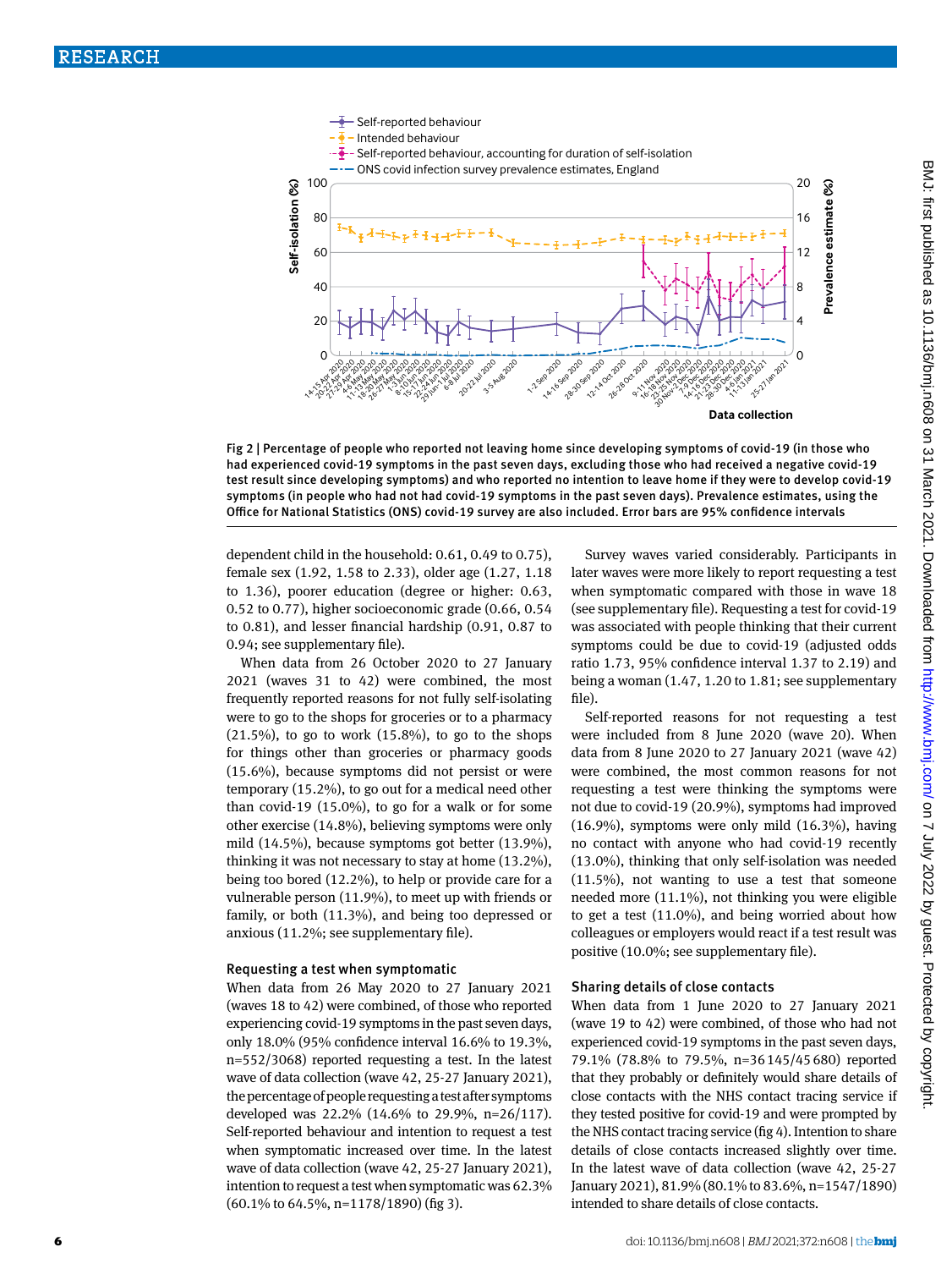Fig 2 | Percentage of people who reported not leaving home since developing symptoms of covid-19 (in those who had experienced covid-19 symptoms in the past seven days, excluding those who had received a negative covid-19 test result since developing symptoms) and who reported no intention to leave home if they were to develop covid-19 symptoms (in people who had not had covid-19 symptoms in the past seven days). Prevalence estimates, using the Office for National Statistics (ONS) covid-19 survey are also included. Error bars are 95% confidence intervals

dependent child in the household: 0.61, 0.49 to 0.75), female sex (1.92, 1.58 to 2.33), older age (1.27, 1.18 to 1.36), poorer education (degree or higher: 0.63, 0.52 to 0.77), higher socioeconomic grade (0.66, 0.54 to 0.81), and lesser financial hardship (0.91, 0.87 to 0.94; see supplementary file).

When data from 26 October 2020 to 27 January 2021 (waves 31 to 42) were combined, the most frequently reported reasons for not fully self-isolating were to go to the shops for groceries or to a pharmacy (21.5%), to go to work (15.8%), to go to the shops for things other than groceries or pharmacy goods (15.6%), because symptoms did not persist or were temporary (15.2%), to go out for a medical need other than covid-19 (15.0%), to go for a walk or for some other exercise (14.8%), believing symptoms were only mild (14.5%), because symptoms got better (13.9%), thinking it was not necessary to stay at home (13.2%), being too bored (12.2%), to help or provide care for a vulnerable person (11.9%), to meet up with friends or family, or both (11.3%), and being too depressed or anxious (11.2%; see supplementary file).

### Requesting a test when symptomatic

When data from 26 May 2020 to 27 January 2021 (waves 18 to 42) were combined, of those who reported experiencing covid-19 symptoms in the past seven days, only 18.0% (95% confidence interval 16.6% to 19.3%, n=552/3068) reported requesting a test. In the latest wave of data collection (wave 42, 25-27 January 2021), the percentage of people requesting a test after symptoms developed was 22.2% (14.6% to 29.9%, n=26/117). Self-reported behaviour and intention to request a test when symptomatic increased over time. In the latest wave of data collection (wave 42, 25-27 January 2021), intention to request a test when symptomatic was 62.3% (60.1% to 64.5%, n=1178/1890) (fig 3).

Survey waves varied considerably. Participants in later waves were more likely to report requesting a test when symptomatic compared with those in wave 18 (see supplementary file). Requesting a test for covid-19 was associated with people thinking that their current symptoms could be due to covid-19 (adjusted odds ratio 1.73, 95% confidence interval 1.37 to 2.19) and being a woman (1.47, 1.20 to 1.81; see supplementary file).

Self-reported reasons for not requesting a test were included from 8 June 2020 (wave 20). When data from 8 June 2020 to 27 January 2021 (wave 42) were combined, the most common reasons for not requesting a test were thinking the symptoms were not due to covid-19 (20.9%), symptoms had improved (16.9%), symptoms were only mild (16.3%), having no contact with anyone who had covid-19 recently (13.0%), thinking that only self-isolation was needed (11.5%), not wanting to use a test that someone needed more (11.1%), not thinking you were eligible to get a test (11.0%), and being worried about how colleagues or employers would react if a test result was positive (10.0%; see supplementary file).

### Sharing details of close contacts

When data from 1 June 2020 to 27 January 2021 (wave 19 to 42) were combined, of those who had not experienced covid-19 symptoms in the past seven days, 79.1% (78.8% to 79.5%, n=36 145/45 680) reported that they probably or definitely would share details of close contacts with the NHS contact tracing service if they tested positive for covid-19 and were prompted by the NHS contact tracing service (fig 4). Intention to share details of close contacts increased slightly over time. In the latest wave of data collection (wave 42, 25-27 January 2021), 81.9% (80.1% to 83.6%, n=1547/1890) intended to share details of close contacts.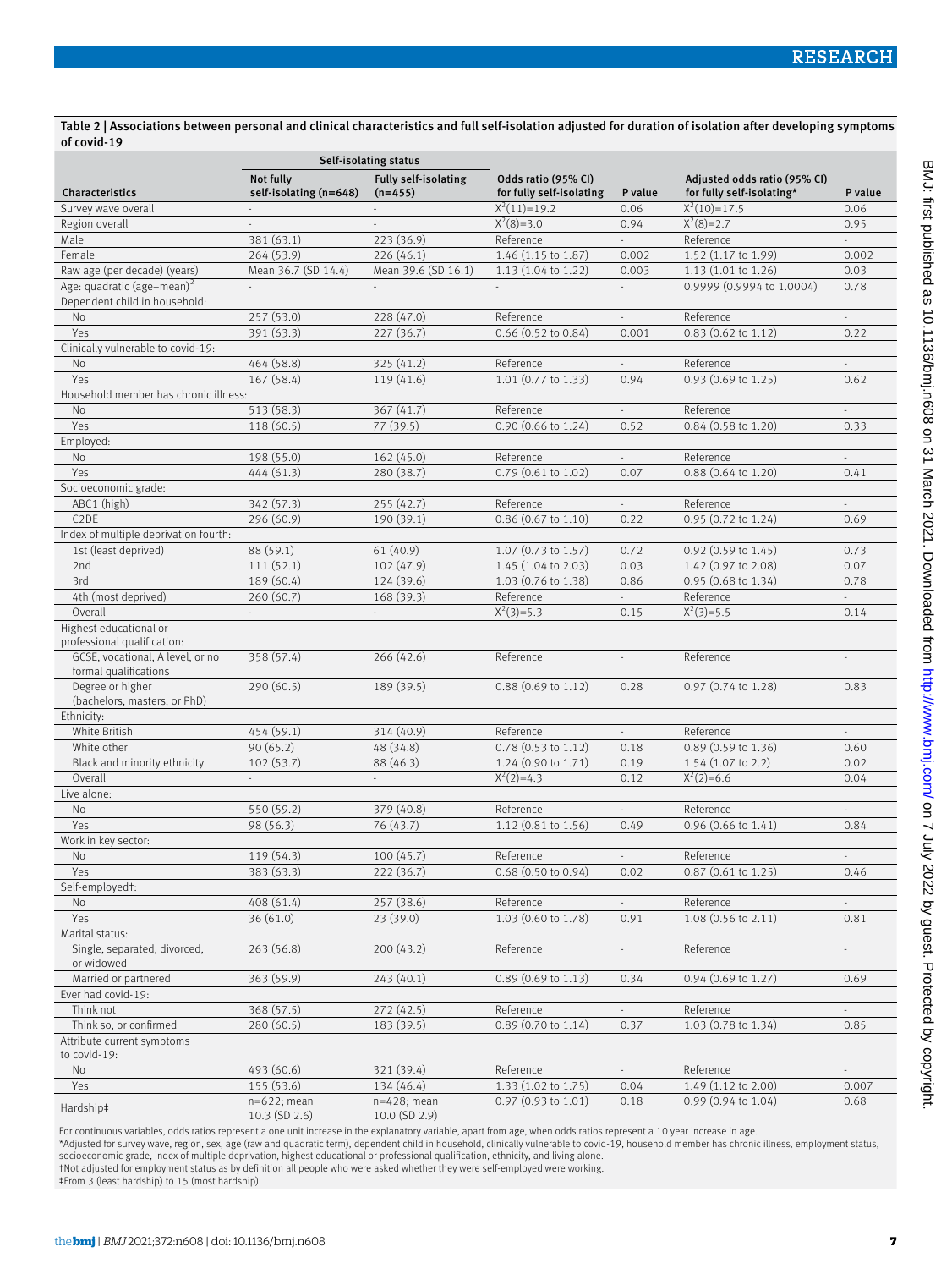**Table 2 | Associations between personal and clinical characteristics and full self-isolation adjusted for duration of isolation after developing symptoms of covid-19**

| | Self-isolating status | | | | | |
|---|---|---|---|---|---|---|
| Characteristics | Not fully self-isolating (n=648) | Fully self-isolating (n=455) | Odds ratio (95% CI) for fully self-isolating | P value | Adjusted odds ratio (95% CI) for fully self-isolating* | P value |
| Survey wave overall | - | - | $X^2(11)=19.2$ | 0.06 | $X^2(10)=17.5$ | 0.06 |
| Region overall | - | - | $X^2(8)=3.0$ | 0.94 | $X^2(8)=2.7$ | 0.95 |
| Male | 381 (63.1) | 223 (36.9) | Reference | - | Reference | - |
| Female | 264 (53.9) | 226 (46.1) | 1.46 (1.15 to 1.87) | 0.002 | 1.52 (1.17 to 1.99) | 0.002 |
| Raw age (per decade) (years) | Mean 36.7 (SD 14.4) | Mean 39.6 (SD 16.1) | 1.13 (1.04 to 1.22) | 0.003 | 1.13 (1.01 to 1.26) | 0.03 |
| Age: quadratic $(\text{age–mean})^2$ | - | - | - | - | 0.9999 (0.9994 to 1.0004) | 0.78 |
| Dependent child in household: | | | | | | |
| No | 257 (53.0) | 228 (47.0) | Reference | - | Reference | - |
| Yes | 391 (63.3) | 227 (36.7) | 0.66 (0.52 to 0.84) | 0.001 | 0.83 (0.62 to 1.12) | 0.22 |
| Clinically vulnerable to covid-19: | | | | | | |
| No | 464 (58.8) | 325 (41.2) | Reference | - | Reference | - |
| Yes | 167 (58.4) | 119 (41.6) | 1.01 (0.77 to 1.33) | 0.94 | 0.93 (0.69 to 1.25) | 0.62 |
| Household member has chronic illness: | | | | | | |
| No | 513 (58.3) | 367 (41.7) | Reference | - | Reference | - |
| Yes | 118 (60.5) | 77 (39.5) | 0.90 (0.66 to 1.24) | 0.52 | 0.84 (0.58 to 1.20) | 0.33 |
| Employed: | | | | | | |
| No | 198 (55.0) | 162 (45.0) | Reference | - | Reference | - |
| Yes | 444 (61.3) | 280 (38.7) | 0.79 (0.61 to 1.02) | 0.07 | 0.88 (0.64 to 1.20) | 0.41 |
| Socioeconomic grade: | | | | | | |
| ABC1 (high) | 342 (57.3) | 255 (42.7) | Reference | - | Reference | - |
| C2DE | 296 (60.9) | 190 (39.1) | 0.86 (0.67 to 1.10) | 0.22 | 0.95 (0.72 to 1.24) | 0.69 |
| Index of multiple deprivation fourth: | | | | | | |
| 1st (least deprived) | 88 (59.1) | 61 (40.9) | 1.07 (0.73 to 1.57) | 0.72 | 0.92 (0.59 to 1.45) | 0.73 |
| 2nd | 111 (52.1) | 102 (47.9) | 1.45 (1.04 to 2.03) | 0.03 | 1.42 (0.97 to 2.08) | 0.07 |
| 3rd | 189 (60.4) | 124 (39.6) | 1.03 (0.76 to 1.38) | 0.86 | 0.95 (0.68 to 1.34) | 0.78 |
| 4th (most deprived) | 260 (60.7) | 168 (39.3) | Reference | - | Reference | - |
| Overall | - | - | $X^2(3)=5.3$ | 0.15 | $X^2(3)=5.5$ | 0.14 |
| Highest educational or professional qualification: | | | | | | |
| GCSE, vocational, A level, or no formal qualifications | 358 (57.4) | 266 (42.6) | Reference | - | Reference | - |
| Degree or higher (bachelors, masters, or PhD) | 290 (60.5) | 189 (39.5) | 0.88 (0.69 to 1.12) | 0.28 | 0.97 (0.74 to 1.28) | 0.83 |
| Ethnicity: | | | | | | |
| White British | 454 (59.1) | 314 (40.9) | Reference | - | Reference | - |
| White other | 90 (65.2) | 48 (34.8) | 0.78 (0.53 to 1.12) | 0.18 | 0.89 (0.59 to 1.36) | 0.60 |
| Black and minority ethnicity | 102 (53.7) | 88 (46.3) | 1.24 (0.90 to 1.71) | 0.19 | 1.54 (1.07 to 2.2) | 0.02 |
| Overall | - | - | $X^2(2)=4.3$ | 0.12 | $X^2(2)=6.6$ | 0.04 |
| Live alone: | | | | | | |
| No | 550 (59.2) | 379 (40.8) | Reference | - | Reference | - |
| Yes | 98 (56.3) | 76 (43.7) | 1.12 (0.81 to 1.56) | 0.49 | 0.96 (0.66 to 1.41) | 0.84 |
| Work in key sector: | | | | | | |
| No | 119 (54.3) | 100 (45.7) | Reference | - | Reference | - |
| Yes | 383 (63.3) | 222 (36.7) | 0.68 (0.50 to 0.94) | 0.02 | 0.87 (0.61 to 1.25) | 0.46 |
| Self-employed†: | | | | | | |
| No | 408 (61.4) | 257 (38.6) | Reference | - | Reference | - |
| Yes | 36 (61.0) | 23 (39.0) | 1.03 (0.60 to 1.78) | 0.91 | 1.08 (0.56 to 2.11) | 0.81 |
| Marital status: | | | | | | |
| Single, separated, divorced, or widowed | 263 (56.8) | 200 (43.2) | Reference | - | Reference | - |
| Married or partnered | 363 (59.9) | 243 (40.1) | 0.89 (0.69 to 1.13) | 0.34 | 0.94 (0.69 to 1.27) | 0.69 |
| Ever had covid-19: | | | | | | |
| Think not | 368 (57.5) | 272 (42.5) | Reference | - | Reference | - |
| Think so, or confirmed | 280 (60.5) | 183 (39.5) | 0.89 (0.70 to 1.14) | 0.37 | 1.03 (0.78 to 1.34) | 0.85 |
| Attribute current symptoms to covid-19: | | | | | | |
| No | 493 (60.6) | 321 (39.4) | Reference | - | Reference | - |
| Yes | 155 (53.6) | 134 (46.4) | 1.33 (1.02 to 1.75) | 0.04 | 1.49 (1.12 to 2.00) | 0.007 |
| Hardship‡ | n=622; mean 10.3 (SD 2.6) | n=428; mean 10.0 (SD 2.9) | 0.97 (0.93 to 1.01) | 0.18 | 0.99 (0.94 to 1.04) | 0.68 |

For continuous variables, odds ratios represent a one unit increase in the explanatory variable, apart from age, when odds ratios represent a 10 year increase in age.
*Adjusted for survey wave, region, sex, age (raw and quadratic term), dependent child in household, clinically vulnerable to covid-19, household member has chronic illness, employment status, socioeconomic grade, index of multiple deprivation, highest educational or professional qualification, ethnicity, and living alone.
†Not adjusted for employment status as by definition all people who were asked whether they were self-employed were working.
‡From 3 (least hardship) to 15 (most hardship).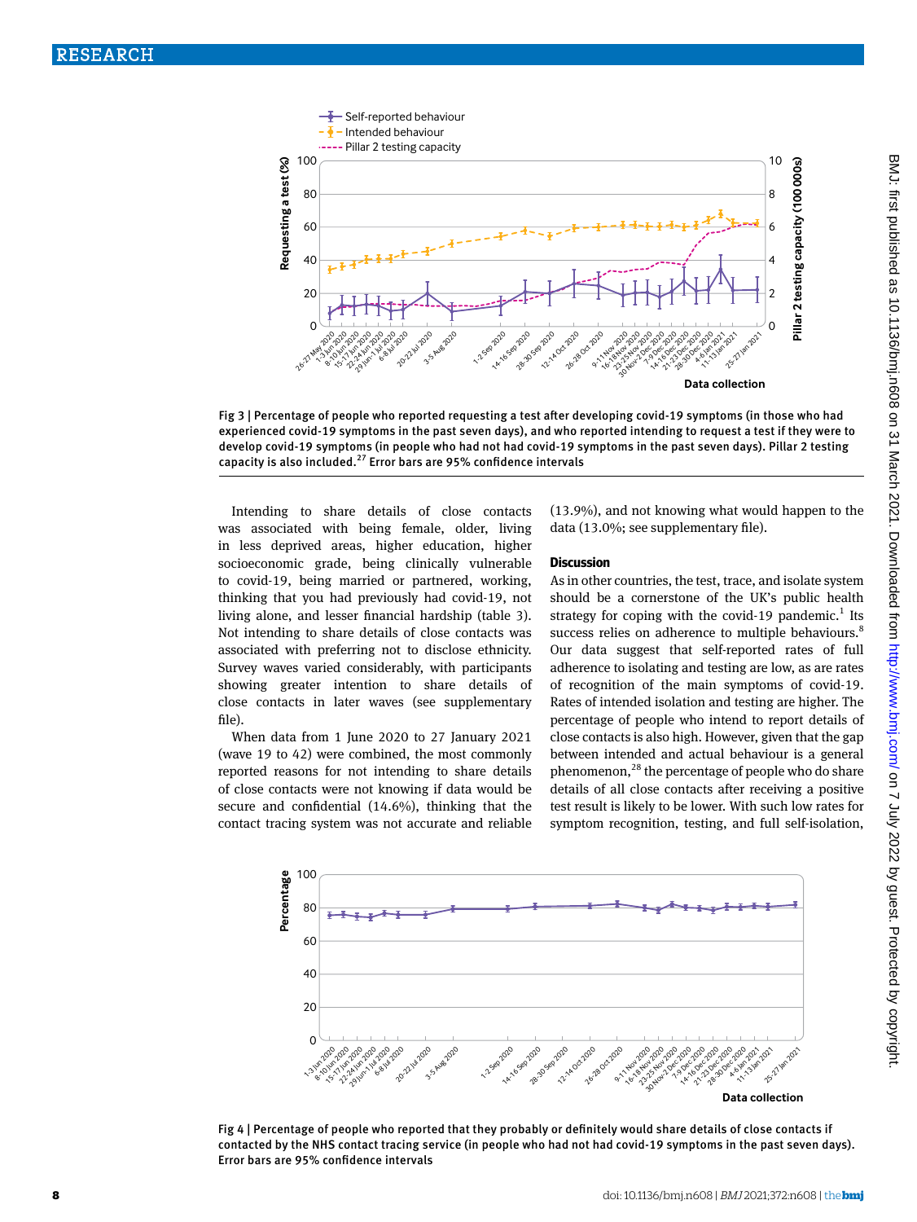Fig 3 | Percentage of people who reported requesting a test after developing covid-19 symptoms (in those who had experienced covid-19 symptoms in the past seven days), and who reported intending to request a test if they were to develop covid-19 symptoms (in people who had not had covid-19 symptoms in the past seven days). Pillar 2 testing capacity is also included.[27] Error bars are 95% confidence intervals

Intending to share details of close contacts was associated with being female, older, living in less deprived areas, higher education, higher socioeconomic grade, being clinically vulnerable to covid-19, being married or partnered, working, thinking that you had previously had covid-19, not living alone, and lesser financial hardship (table 3). Not intending to share details of close contacts was associated with preferring not to disclose ethnicity. Survey waves varied considerably, with participants showing greater intention to share details of close contacts in later waves (see supplementary file).

When data from 1 June 2020 to 27 January 2021 (wave 19 to 42) were combined, the most commonly reported reasons for not intending to share details of close contacts were not knowing if data would be secure and confidential (14.6%), thinking that the contact tracing system was not accurate and reliable (13.9%), and not knowing what would happen to the data (13.0%; see supplementary file).

## Discussion

As in other countries, the test, trace, and isolate system should be a cornerstone of the UK's public health strategy for coping with the covid-19 pandemic.[1] Its success relies on adherence to multiple behaviours.[8] Our data suggest that self-reported rates of full adherence to isolating and testing are low, as are rates of recognition of the main symptoms of covid-19. Rates of intended isolation and testing are higher. The percentage of people who intend to report details of close contacts is also high. However, given that the gap between intended and actual behaviour is a general phenomenon,[28] the percentage of people who do share details of all close contacts after receiving a positive test result is likely to be lower. With such low rates for symptom recognition, testing, and full self-isolation,

Fig 4 | Percentage of people who reported that they probably or definitely would share details of close contacts if contacted by the NHS contact tracing service (in people who had not had covid-19 symptoms in the past seven days). Error bars are 95% confidence intervals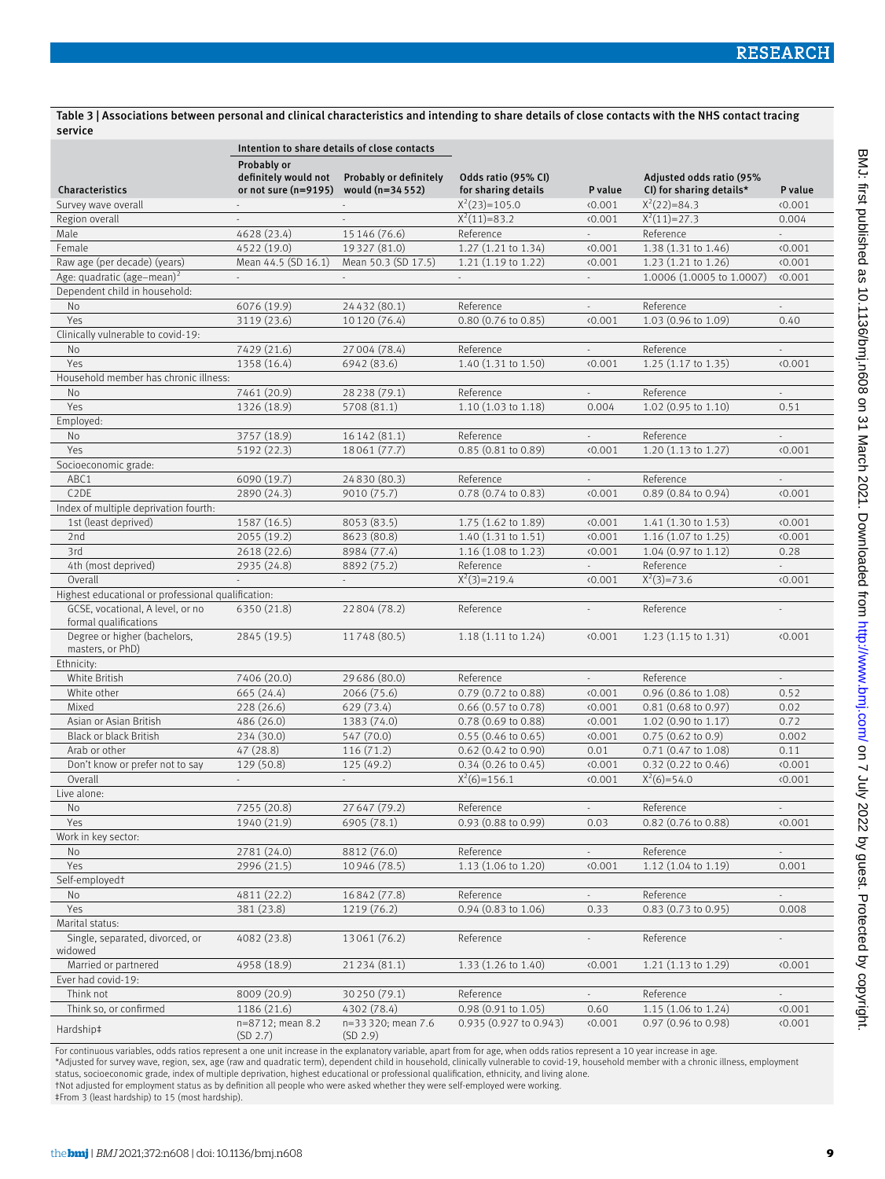**Table 3 | Associations between personal and clinical characteristics and intending to share details of close contacts with the NHS contact tracing service**

| Characteristics | Intention to share details of close contacts | | | | | |
|---|---|---|---|---|---|---|
| | Probably or definitely would not or not sure (n=9195) | Probably or definitely would (n=34 552) | Odds ratio (95% CI) for sharing details | P value | Adjusted odds ratio (95% CI) for sharing details* | P value |
| Survey wave overall | - | - | $X^2(23)$=105.0 | <0.001 | $X^2(22)$=84.3 | <0.001 |
| Region overall | - | - | $X^2(11)$=83.2 | <0.001 | $X^2(11)$=27.3 | 0.004 |
| Male | 4628 (23.4) | 15 146 (76.6) | Reference | - | Reference | - |
| Female | 4522 (19.0) | 19 327 (81.0) | 1.27 (1.21 to 1.34) | <0.001 | 1.38 (1.31 to 1.46) | <0.001 |
| Raw age (per decade) (years) | Mean 44.5 (SD 16.1) | Mean 50.3 (SD 17.5) | 1.21 (1.19 to 1.22) | <0.001 | 1.23 (1.21 to 1.26) | <0.001 |
| Age: quadratic $(age-mean)^2$ | - | - | - | - | 1.0006 (1.0005 to 1.0007) | <0.001 |
| Dependent child in household: | | | | | | |
| No | 6076 (19.9) | 24 432 (80.1) | Reference | - | Reference | - |
| Yes | 3119 (23.6) | 10 120 (76.4) | 0.80 (0.76 to 0.85) | <0.001 | 1.03 (0.96 to 1.09) | 0.40 |
| Clinically vulnerable to covid-19: | | | | | | |
| No | 7429 (21.6) | 27 004 (78.4) | Reference | - | Reference | - |
| Yes | 1358 (16.4) | 6942 (83.6) | 1.40 (1.31 to 1.50) | <0.001 | 1.25 (1.17 to 1.35) | <0.001 |
| Household member has chronic illness: | | | | | | |
| No | 7461 (20.9) | 28 238 (79.1) | Reference | - | Reference | - |
| Yes | 1326 (18.9) | 5708 (81.1) | 1.10 (1.03 to 1.18) | 0.004 | 1.02 (0.95 to 1.10) | 0.51 |
| Employed: | | | | | | |
| No | 3757 (18.9) | 16 142 (81.1) | Reference | - | Reference | - |
| Yes | 5192 (22.3) | 18 061 (77.7) | 0.85 (0.81 to 0.89) | <0.001 | 1.20 (1.13 to 1.27) | <0.001 |
| Socioeconomic grade: | | | | | | |
| ABC1 | 6090 (19.7) | 24 830 (80.3) | Reference | - | Reference | - |
| C2DE | 2890 (24.3) | 9010 (75.7) | 0.78 (0.74 to 0.83) | <0.001 | 0.89 (0.84 to 0.94) | <0.001 |
| Index of multiple deprivation fourth: | | | | | | |
| 1st (least deprived) | 1587 (16.5) | 8053 (83.5) | 1.75 (1.62 to 1.89) | <0.001 | 1.41 (1.30 to 1.53) | <0.001 |
| 2nd | 2055 (19.2) | 8623 (80.8) | 1.40 (1.31 to 1.51) | <0.001 | 1.16 (1.07 to 1.25) | <0.001 |
| 3rd | 2618 (22.6) | 8984 (77.4) | 1.16 (1.08 to 1.23) | <0.001 | 1.04 (0.97 to 1.12) | 0.28 |
| 4th (most deprived) | 2935 (24.8) | 8892 (75.2) | Reference | - | Reference | - |
| Overall | - | - | $X^2(3)$=219.4 | <0.001 | $X^2(3)$=73.6 | <0.001 |
| Highest educational or professional qualification: | | | | | | |
| GCSE, vocational, A level, or no formal qualifications | 6350 (21.8) | 22 804 (78.2) | Reference | - | Reference | - |
| Degree or higher (bachelors, masters, or PhD) | 2845 (19.5) | 11 748 (80.5) | 1.18 (1.11 to 1.24) | <0.001 | 1.23 (1.15 to 1.31) | <0.001 |
| Ethnicity: | | | | | | |
| White British | 7406 (20.0) | 29 686 (80.0) | Reference | - | Reference | - |
| White other | 665 (24.4) | 2066 (75.6) | 0.79 (0.72 to 0.88) | <0.001 | 0.96 (0.86 to 1.08) | 0.52 |
| Mixed | 228 (26.6) | 629 (73.4) | 0.66 (0.57 to 0.78) | <0.001 | 0.81 (0.68 to 0.97) | 0.02 |
| Asian or Asian British | 486 (26.0) | 1383 (74.0) | 0.78 (0.69 to 0.88) | <0.001 | 1.02 (0.90 to 1.17) | 0.72 |
| Black or black British | 234 (30.0) | 547 (70.0) | 0.55 (0.46 to 0.65) | <0.001 | 0.75 (0.62 to 0.9) | 0.002 |
| Arab or other | 47 (28.8) | 116 (71.2) | 0.62 (0.42 to 0.90) | 0.01 | 0.71 (0.47 to 1.08) | 0.11 |
| Don't know or prefer not to say | 129 (50.8) | 125 (49.2) | 0.34 (0.26 to 0.45) | <0.001 | 0.32 (0.22 to 0.46) | <0.001 |
| Overall | - | - | $X^2(6)$=156.1 | <0.001 | $X^2(6)$=54.0 | <0.001 |
| Live alone: | | | | | | |
| No | 7255 (20.8) | 27 647 (79.2) | Reference | - | Reference | - |
| Yes | 1940 (21.9) | 6905 (78.1) | 0.93 (0.88 to 0.99) | 0.03 | 0.82 (0.76 to 0.88) | <0.001 |
| Work in key sector: | | | | | | |
| No | 2781 (24.0) | 8812 (76.0) | Reference | - | Reference | - |
| Yes | 2996 (21.5) | 10 946 (78.5) | 1.13 (1.06 to 1.20) | <0.001 | 1.12 (1.04 to 1.19) | 0.001 |
| Self-employed† | | | | | | |
| No | 4811 (22.2) | 16 842 (77.8) | Reference | - | Reference | - |
| Yes | 381 (23.8) | 1219 (76.2) | 0.94 (0.83 to 1.06) | 0.33 | 0.83 (0.73 to 0.95) | 0.008 |
| Marital status: | | | | | | |
| Single, separated, divorced, or widowed | 4082 (23.8) | 13 061 (76.2) | Reference | - | Reference | - |
| Married or partnered | 4958 (18.9) | 21 234 (81.1) | 1.33 (1.26 to 1.40) | <0.001 | 1.21 (1.13 to 1.29) | <0.001 |
| Ever had covid-19: | | | | | | |
| Think not | 8009 (20.9) | 30 250 (79.1) | Reference | - | Reference | - |
| Think so, or confirmed | 1186 (21.6) | 4302 (78.4) | 0.98 (0.91 to 1.05) | 0.60 | 1.15 (1.06 to 1.24) | <0.001 |
| Hardship‡ | n=8712; mean 8.2 (SD 2.7) | n=33 320; mean 7.6 (SD 2.9) | 0.935 (0.927 to 0.943) | <0.001 | 0.97 (0.96 to 0.98) | <0.001 |

For continuous variables, odds ratios represent a one unit increase in the explanatory variable, apart from for age, when odds ratios represent a 10 year increase in age.

*Adjusted for survey wave, region, sex, age (raw and quadratic term), dependent child in household, clinically vulnerable to covid-19, household member with a chronic illness, employment status, socioeconomic grade, index of multiple deprivation, highest educational or professional qualification, ethnicity, and living alone.

†Not adjusted for employment status as by definition all people who were asked whether they were self-employed were working.

‡From 3 (least hardship) to 15 (most hardship).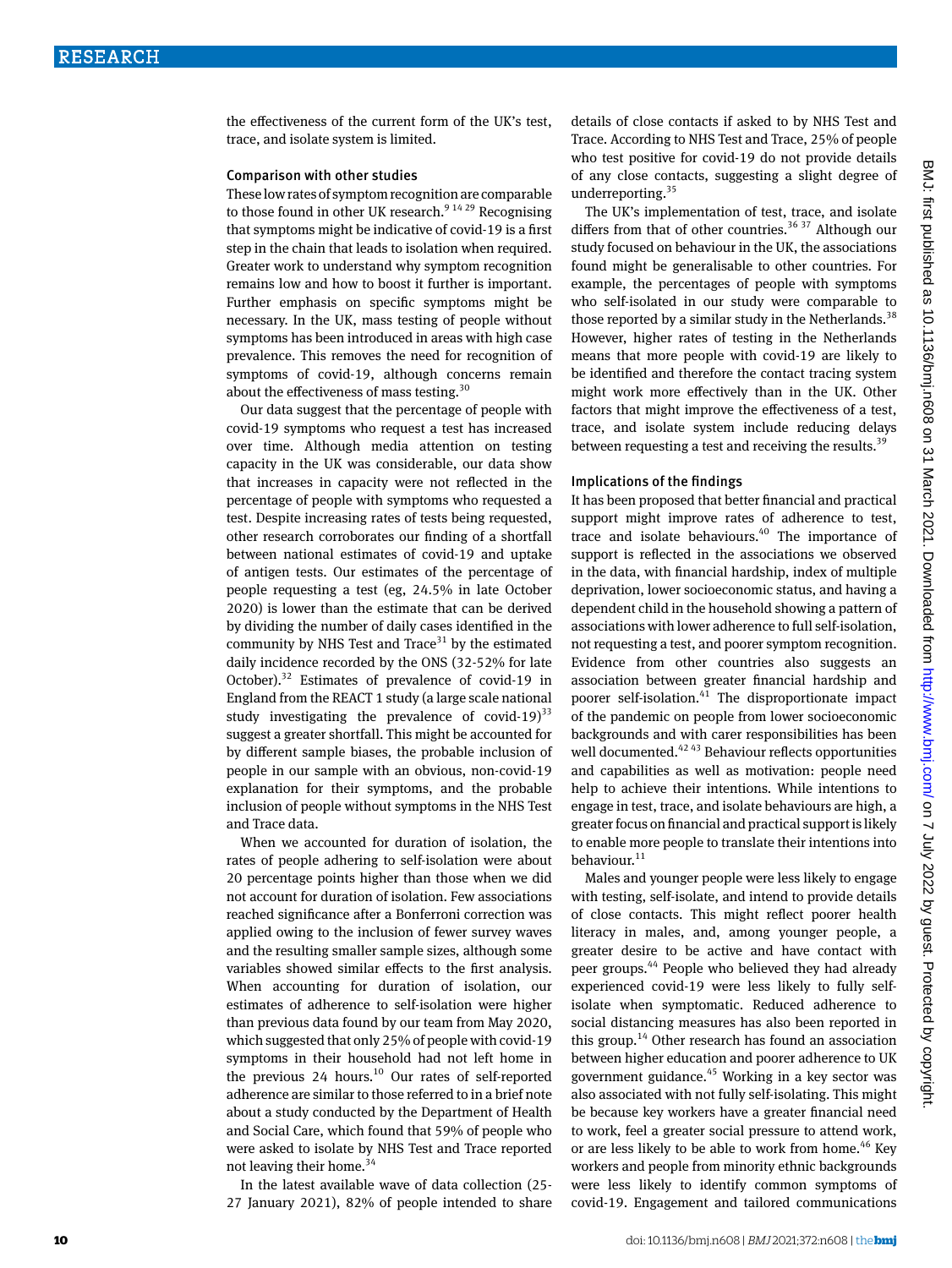the effectiveness of the current form of the UK's test, trace, and isolate system is limited.

### Comparison with other studies

These low rates of symptom recognition are comparable to those found in other UK research.[9 14 29] Recognising that symptoms might be indicative of covid-19 is a first step in the chain that leads to isolation when required. Greater work to understand why symptom recognition remains low and how to boost it further is important. Further emphasis on specific symptoms might be necessary. In the UK, mass testing of people without symptoms has been introduced in areas with high case prevalence. This removes the need for recognition of symptoms of covid-19, although concerns remain about the effectiveness of mass testing.[30]

Our data suggest that the percentage of people with covid-19 symptoms who request a test has increased over time. Although media attention on testing capacity in the UK was considerable, our data show that increases in capacity were not reflected in the percentage of people with symptoms who requested a test. Despite increasing rates of tests being requested, other research corroborates our finding of a shortfall between national estimates of covid-19 and uptake of antigen tests. Our estimates of the percentage of people requesting a test (eg, 24.5% in late October 2020) is lower than the estimate that can be derived by dividing the number of daily cases identified in the community by NHS Test and Trace[31] by the estimated daily incidence recorded by the ONS (32-52% for late October).[32] Estimates of prevalence of covid-19 in England from the REACT 1 study (a large scale national study investigating the prevalence of covid-19)[33] suggest a greater shortfall. This might be accounted for by different sample biases, the probable inclusion of people in our sample with an obvious, non-covid-19 explanation for their symptoms, and the probable inclusion of people without symptoms in the NHS Test and Trace data.

When we accounted for duration of isolation, the rates of people adhering to self-isolation were about 20 percentage points higher than those when we did not account for duration of isolation. Few associations reached significance after a Bonferroni correction was applied owing to the inclusion of fewer survey waves and the resulting smaller sample sizes, although some variables showed similar effects to the first analysis. When accounting for duration of isolation, our estimates of adherence to self-isolation were higher than previous data found by our team from May 2020, which suggested that only 25% of people with covid-19 symptoms in their household had not left home in the previous 24 hours.[10] Our rates of self-reported adherence are similar to those referred to in a brief note about a study conducted by the Department of Health and Social Care, which found that 59% of people who were asked to isolate by NHS Test and Trace reported not leaving their home.[34]

In the latest available wave of data collection (25-27 January 2021), 82% of people intended to share details of close contacts if asked to by NHS Test and Trace. According to NHS Test and Trace, 25% of people who test positive for covid-19 do not provide details of any close contacts, suggesting a slight degree of underreporting.[35]

The UK's implementation of test, trace, and isolate differs from that of other countries.[36 37] Although our study focused on behaviour in the UK, the associations found might be generalisable to other countries. For example, the percentages of people with symptoms who self-isolated in our study were comparable to those reported by a similar study in the Netherlands.[38] However, higher rates of testing in the Netherlands means that more people with covid-19 are likely to be identified and therefore the contact tracing system might work more effectively than in the UK. Other factors that might improve the effectiveness of a test, trace, and isolate system include reducing delays between requesting a test and receiving the results.[39]

### Implications of the findings

It has been proposed that better financial and practical support might improve rates of adherence to test, trace and isolate behaviours.[40] The importance of support is reflected in the associations we observed in the data, with financial hardship, index of multiple deprivation, lower socioeconomic status, and having a dependent child in the household showing a pattern of associations with lower adherence to full self-isolation, not requesting a test, and poorer symptom recognition. Evidence from other countries also suggests an association between greater financial hardship and poorer self-isolation.[41] The disproportionate impact of the pandemic on people from lower socioeconomic backgrounds and with carer responsibilities has been well documented.[42 43] Behaviour reflects opportunities and capabilities as well as motivation: people need help to achieve their intentions. While intentions to engage in test, trace, and isolate behaviours are high, a greater focus on financial and practical support is likely to enable more people to translate their intentions into behaviour.[11]

Males and younger people were less likely to engage with testing, self-isolate, and intend to provide details of close contacts. This might reflect poorer health literacy in males, and, among younger people, a greater desire to be active and have contact with peer groups.[44] People who believed they had already experienced covid-19 were less likely to fully self-isolate when symptomatic. Reduced adherence to social distancing measures has also been reported in this group.[14] Other research has found an association between higher education and poorer adherence to UK government guidance.[45] Working in a key sector was also associated with not fully self-isolating. This might be because key workers have a greater financial need to work, feel a greater social pressure to attend work, or are less likely to be able to work from home.[46] Key workers and people from minority ethnic backgrounds were less likely to identify common symptoms of covid-19. Engagement and tailored communications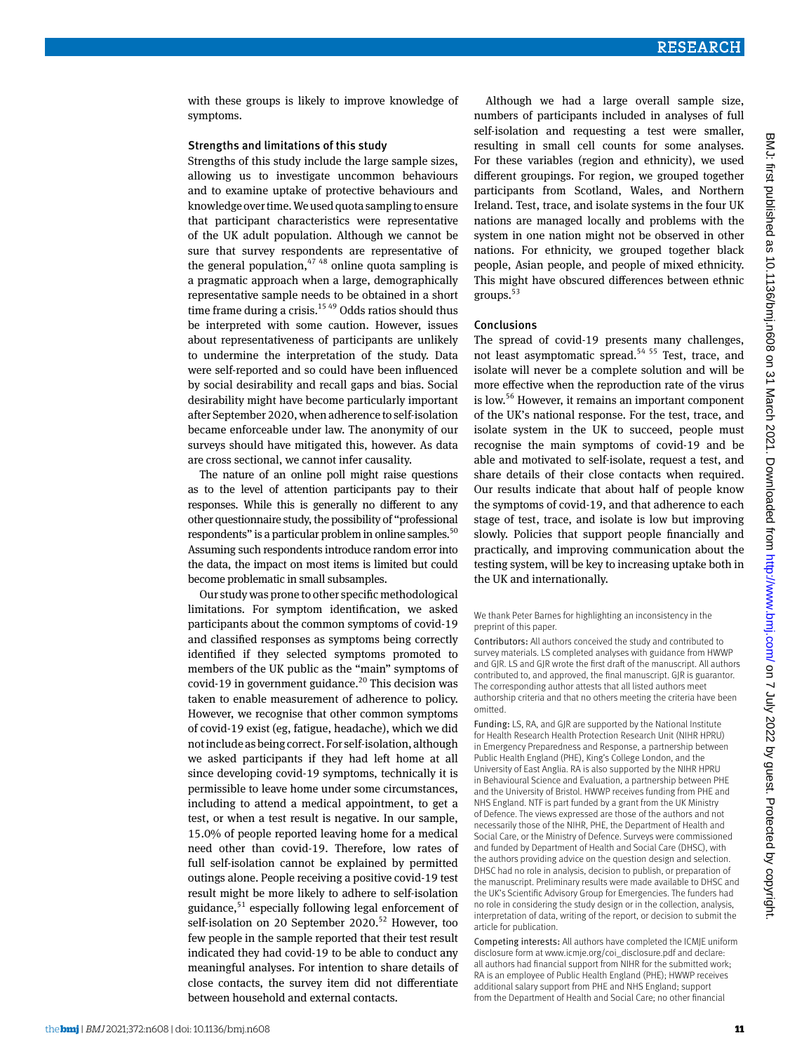with these groups is likely to improve knowledge of symptoms.

### Strengths and limitations of this study

Strengths of this study include the large sample sizes, allowing us to investigate uncommon behaviours and to examine uptake of protective behaviours and knowledge over time. We used quota sampling to ensure that participant characteristics were representative of the UK adult population. Although we cannot be sure that survey respondents are representative of the general population,[47 48] online quota sampling is a pragmatic approach when a large, demographically representative sample needs to be obtained in a short time frame during a crisis.[15 49] Odds ratios should thus be interpreted with some caution. However, issues about representativeness of participants are unlikely to undermine the interpretation of the study. Data were self-reported and so could have been influenced by social desirability and recall gaps and bias. Social desirability might have become particularly important after September 2020, when adherence to self-isolation became enforceable under law. The anonymity of our surveys should have mitigated this, however. As data are cross sectional, we cannot infer causality.

The nature of an online poll might raise questions as to the level of attention participants pay to their responses. While this is generally no different to any other questionnaire study, the possibility of "professional respondents" is a particular problem in online samples.[50] Assuming such respondents introduce random error into the data, the impact on most items is limited but could become problematic in small subsamples.

Our study was prone to other specific methodological limitations. For symptom identification, we asked participants about the common symptoms of covid-19 and classified responses as symptoms being correctly identified if they selected symptoms promoted to members of the UK public as the "main" symptoms of covid-19 in government guidance.[20] This decision was taken to enable measurement of adherence to policy. However, we recognise that other common symptoms of covid-19 exist (eg, fatigue, headache), which we did not include as being correct. For self-isolation, although we asked participants if they had left home at all since developing covid-19 symptoms, technically it is permissible to leave home under some circumstances, including to attend a medical appointment, to get a test, or when a test result is negative. In our sample, 15.0% of people reported leaving home for a medical need other than covid-19. Therefore, low rates of full self-isolation cannot be explained by permitted outings alone. People receiving a positive covid-19 test result might be more likely to adhere to self-isolation guidance,[51] especially following legal enforcement of self-isolation on 20 September 2020.[52] However, too few people in the sample reported that their test result indicated they had covid-19 to be able to conduct any meaningful analyses. For intention to share details of close contacts, the survey item did not differentiate between household and external contacts.

Although we had a large overall sample size, numbers of participants included in analyses of full self-isolation and requesting a test were smaller, resulting in small cell counts for some analyses. For these variables (region and ethnicity), we used different groupings. For region, we grouped together participants from Scotland, Wales, and Northern Ireland. Test, trace, and isolate systems in the four UK nations are managed locally and problems with the system in one nation might not be observed in other nations. For ethnicity, we grouped together black people, Asian people, and people of mixed ethnicity. This might have obscured differences between ethnic groups.[53]

### Conclusions

The spread of covid-19 presents many challenges, not least asymptomatic spread.[54 55] Test, trace, and isolate will never be a complete solution and will be more effective when the reproduction rate of the virus is low.[56] However, it remains an important component of the UK's national response. For the test, trace, and isolate system in the UK to succeed, people must recognise the main symptoms of covid-19 and be able and motivated to self-isolate, request a test, and share details of their close contacts when required. Our results indicate that about half of people know the symptoms of covid-19, and that adherence to each stage of test, trace, and isolate is low but improving slowly. Policies that support people financially and practically, and improving communication about the testing system, will be key to increasing uptake both in the UK and internationally.

We thank Peter Barnes for highlighting an inconsistency in the preprint of this paper.

Contributors: All authors conceived the study and contributed to survey materials. LS completed analyses with guidance from HWWP and GJR. LS and GJR wrote the first draft of the manuscript. All authors contributed to, and approved, the final manuscript. GJR is guarantor. The corresponding author attests that all listed authors meet authorship criteria and that no others meeting the criteria have been omitted.

Funding: LS, RA, and GJR are supported by the National Institute for Health Research Health Protection Research Unit (NIHR HPRU) in Emergency Preparedness and Response, a partnership between Public Health England (PHE), King's College London, and the University of East Anglia. RA is also supported by the NIHR HPRU in Behavioural Science and Evaluation, a partnership between PHE and the University of Bristol. HWWP receives funding from PHE and NHS England. NTF is part funded by a grant from the UK Ministry of Defence. The views expressed are those of the authors and not necessarily those of the NIHR, PHE, the Department of Health and Social Care, or the Ministry of Defence. Surveys were commissioned and funded by Department of Health and Social Care (DHSC), with the authors providing advice on the question design and selection. DHSC had no role in analysis, decision to publish, or preparation of the manuscript. Preliminary results were made available to DHSC and the UK's Scientific Advisory Group for Emergencies. The funders had no role in considering the study design or in the collection, analysis, interpretation of data, writing of the report, or decision to submit the article for publication.

Competing interests: All authors have completed the ICMJE uniform disclosure form at www.icmje.org/coi_disclosure.pdf and declare: all authors had financial support from NIHR for the submitted work; RA is an employee of Public Health England (PHE); HWWP receives additional salary support from PHE and NHS England; support from the Department of Health and Social Care; no other financial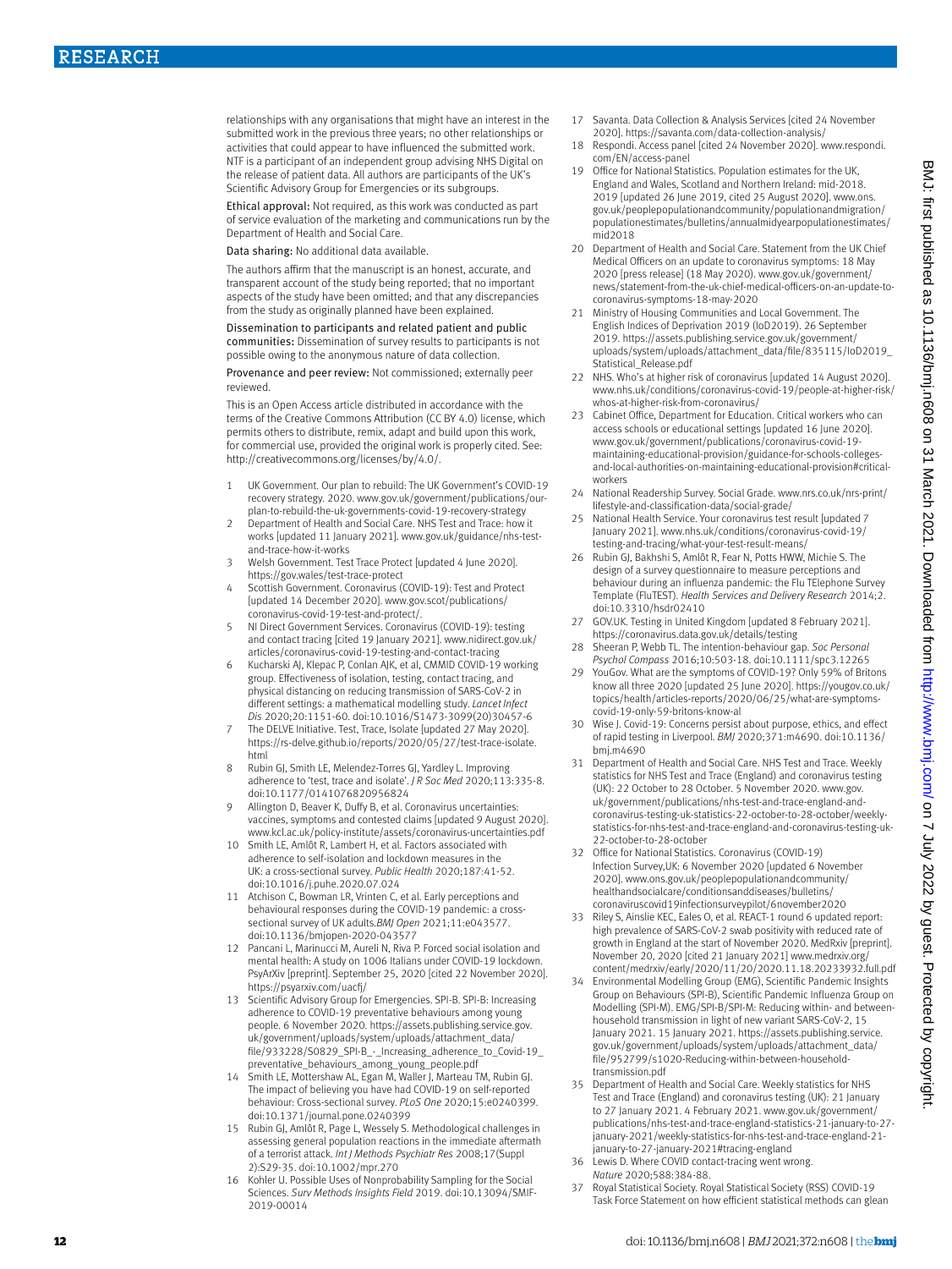relationships with any organisations that might have an interest in the submitted work in the previous three years; no other relationships or activities that could appear to have influenced the submitted work. NTF is a participant of an independent group advising NHS Digital on the release of patient data. All authors are participants of the UK's Scientific Advisory Group for Emergencies or its subgroups.

Ethical approval: Not required, as this work was conducted as part of service evaluation of the marketing and communications run by the Department of Health and Social Care.

Data sharing: No additional data available.

The authors affirm that the manuscript is an honest, accurate, and transparent account of the study being reported; that no important aspects of the study have been omitted; and that any discrepancies from the study as originally planned have been explained.

Dissemination to participants and related patient and public communities: Dissemination of survey results to participants is not possible owing to the anonymous nature of data collection.

Provenance and peer review: Not commissioned; externally peer reviewed.

This is an Open Access article distributed in accordance with the terms of the Creative Commons Attribution (CC BY 4.0) license, which permits others to distribute, remix, adapt and build upon this work, for commercial use, provided the original work is properly cited. See: http://creativecommons.org/licenses/by/4.0/.

1. UK Government. Our plan to rebuild: The UK Government's COVID-19 recovery strategy. 2020. www.gov.uk/government/publications/our-plan-to-rebuild-the-uk-governments-covid-19-recovery-strategy
2. Department of Health and Social Care. NHS Test and Trace: how it works [updated 11 January 2021]. www.gov.uk/guidance/nhs-test-and-trace-how-it-works
3. Welsh Government. Test Trace Protect [updated 4 June 2020]. https://gov.wales/test-trace-protect
4. Scottish Government. Coronavirus (COVID-19): Test and Protect [updated 14 December 2020]. www.gov.scot/publications/coronavirus-covid-19-test-and-protect/.
5. NI Direct Government Services. Coronavirus (COVID-19): testing and contact tracing [cited 19 January 2021]. www.nidirect.gov.uk/articles/coronavirus-covid-19-testing-and-contact-tracing
6. Kucharski AJ, Klepac P, Conlan AJK, et al, CMMID COVID-19 working group. Effectiveness of isolation, testing, contact tracing, and physical distancing on reducing transmission of SARS-CoV-2 in different settings: a mathematical modelling study. *Lancet Infect Dis* 2020;20:1151-60. doi:10.1016/S1473-3099(20)30457-6
7. The DELVE Initiative. Test, Trace, Isolate [updated 27 May 2020]. https://rs-delve.github.io/reports/2020/05/27/test-trace-isolate.html
8. Rubin GJ, Smith LE, Melendez-Torres GJ, Yardley L. Improving adherence to 'test, trace and isolate'. *J R Soc Med* 2020;113:335-8. doi:10.1177/0141076820956824
9. Allington D, Beaver K, Duffy B, et al. Coronavirus uncertainties: vaccines, symptoms and contested claims [updated 9 August 2020]. www.kcl.ac.uk/policy-institute/assets/coronavirus-uncertainties.pdf
10. Smith LE, Amlôt R, Lambert H, et al. Factors associated with adherence to self-isolation and lockdown measures in the UK: a cross-sectional survey. *Public Health* 2020;187:41-52. doi:10.1016/j.puhe.2020.07.024
11. Atchison C, Bowman LR, Vrinten C, et al. Early perceptions and behavioural responses during the COVID-19 pandemic: a cross-sectional survey of UK adults.*BMJ Open* 2021;11:e043577. doi:10.1136/bmjopen-2020-043577
12. Pancani L, Marinucci M, Aureli N, Riva P. Forced social isolation and mental health: A study on 1006 Italians under COVID-19 lockdown. PsyArXiv [preprint]. September 25, 2020 [cited 22 November 2020]. https://psyarxiv.com/uacfj/
13. Scientific Advisory Group for Emergencies. SPI-B. SPI-B: Increasing adherence to COVID-19 preventative behaviours among young people. 6 November 2020. https://assets.publishing.service.gov.uk/government/uploads/system/uploads/attachment_data/file/933228/S0829_SPI-B_-_Increasing_adherence_to_Covid-19_preventative_behaviours_among_young_people.pdf
14. Smith LE, Mottershaw AL, Egan M, Waller J, Marteau TM, Rubin GJ. The impact of believing you have had COVID-19 on self-reported behaviour: Cross-sectional survey. *PLoS One* 2020;15:e0240399. doi:10.1371/journal.pone.0240399
15. Rubin GJ, Amlôt R, Page L, Wessely S. Methodological challenges in assessing general population reactions in the immediate aftermath of a terrorist attack. *Int J Methods Psychiatr Res* 2008;17(Suppl 2):S29-35. doi:10.1002/mpr.270
16. Kohler U. Possible Uses of Nonprobability Sampling for the Social Sciences. *Surv Methods Insights Field* 2019. doi:10.13094/SMIF-2019-00014
17. Savanta. Data Collection & Analysis Services [cited 24 November 2020]. https://savanta.com/data-collection-analysis/
18. Respondi. Access panel [cited 24 November 2020]. www.respondi.com/EN/access-panel
19. Office for National Statistics. Population estimates for the UK, England and Wales, Scotland and Northern Ireland: mid-2018. 2019 [updated 26 June 2019, cited 25 August 2020]. www.ons.gov.uk/peoplepopulationandcommunity/populationandmigration/populationestimates/bulletins/annualmidyearpopulationestimates/mid2018
20. Department of Health and Social Care. Statement from the UK Chief Medical Officers on an update to coronavirus symptoms: 18 May 2020 [press release] (18 May 2020). www.gov.uk/government/news/statement-from-the-uk-chief-medical-officers-on-an-update-to-coronavirus-symptoms-18-may-2020
21. Ministry of Housing Communities and Local Government. The English Indices of Deprivation 2019 (IoD2019). 26 September 2019. https://assets.publishing.service.gov.uk/government/uploads/system/uploads/attachment_data/file/835115/IoD2019_Statistical_Release.pdf
22. NHS. Who's at higher risk of coronavirus [updated 14 August 2020]. www.nhs.uk/conditions/coronavirus-covid-19/people-at-higher-risk/whos-at-higher-risk-from-coronavirus/
23. Cabinet Office, Department for Education. Critical workers who can access schools or educational settings [updated 16 June 2020]. www.gov.uk/government/publications/coronavirus-covid-19-maintaining-educational-provision/guidance-for-schools-colleges-and-local-authorities-on-maintaining-educational-provision#critical-workers
24. National Readership Survey. Social Grade. www.nrs.co.uk/nrs-print/lifestyle-and-classification-data/social-grade/
25. National Health Service. Your coronavirus test result [updated 7 January 2021]. www.nhs.uk/conditions/coronavirus-covid-19/testing-and-tracing/what-your-test-result-means/
26. Rubin GJ, Bakhshi S, Amlôt R, Fear N, Potts HWW, Michie S. The design of a survey questionnaire to measure perceptions and behaviour during an influenza pandemic: the Flu TElephone Survey Template (FluTEST). *Health Services and Delivery Research* 2014;2. doi:10.3310/hsdr02410
27. GOV.UK. Testing in United Kingdom [updated 8 February 2021]. https://coronavirus.data.gov.uk/details/testing
28. Sheeran P, Webb TL. The intention-behaviour gap. *Soc Personal Psychol Compass* 2016;10:503-18. doi:10.1111/spc3.12265
29. YouGov. What are the symptoms of COVID-19? Only 59% of Britons know all three 2020 [updated 25 June 2020]. https://yougov.co.uk/topics/health/articles-reports/2020/06/25/what-are-symptoms-covid-19-only-59-britons-know-al
30. Wise J. Covid-19: Concerns persist about purpose, ethics, and effect of rapid testing in Liverpool. *BMJ* 2020;371:m4690. doi:10.1136/bmj.m4690
31. Department of Health and Social Care. NHS Test and Trace. Weekly statistics for NHS Test and Trace (England) and coronavirus testing (UK): 22 October to 28 October. 5 November 2020. www.gov.uk/government/publications/nhs-test-and-trace-england-and-coronavirus-testing-uk-statistics-22-october-to-28-october/weekly-statistics-for-nhs-test-and-trace-england-and-coronavirus-testing-uk-22-october-to-28-october
32. Office for National Statistics. Coronavirus (COVID-19) Infection Survey,UK: 6 November 2020 [updated 6 November 2020]. www.ons.gov.uk/peoplepopulationandcommunity/healthandsocialcare/conditionsanddiseases/bulletins/coronaviruscovid19infectionsurveypilot/6november2020
33. Riley S, Ainslie KEC, Eales O, et al. REACT-1 round 6 updated report: high prevalence of SARS-CoV-2 swab positivity with reduced rate of growth in England at the start of November 2020. MedRxiv [preprint]. November 20, 2020 [cited 21 January 2021] www.medrxiv.org/content/medrxiv/early/2020/11/20/2020.11.18.20233932.full.pdf
34. Environmental Modelling Group (EMG), Scientific Pandemic Insights Group on Behaviours (SPI-B), Scientific Pandemic Influenza Group on Modelling (SPI-M). EMG/SPI-B/SPI-M: Reducing within- and between-household transmission in light of new variant SARS-CoV-2, 15 January 2021. 15 January 2021. https://assets.publishing.service.gov.uk/government/uploads/system/uploads/attachment_data/file/952799/s1020-Reducing-within-between-household-transmission.pdf
35. Department of Health and Social Care. Weekly statistics for NHS Test and Trace (England) and coronavirus testing (UK): 21 January to 27 January 2021. 4 February 2021. www.gov.uk/government/publications/nhs-test-and-trace-england-statistics-21-january-to-27-january-2021/weekly-statistics-for-nhs-test-and-trace-england-21-january-to-27-january-2021#tracing-england
36. Lewis D. Where COVID contact-tracing went wrong. *Nature* 2020;588:384-88.
37. Royal Statistical Society. Royal Statistical Society (RSS) COVID-19 Task Force Statement on how efficient statistical methods can glean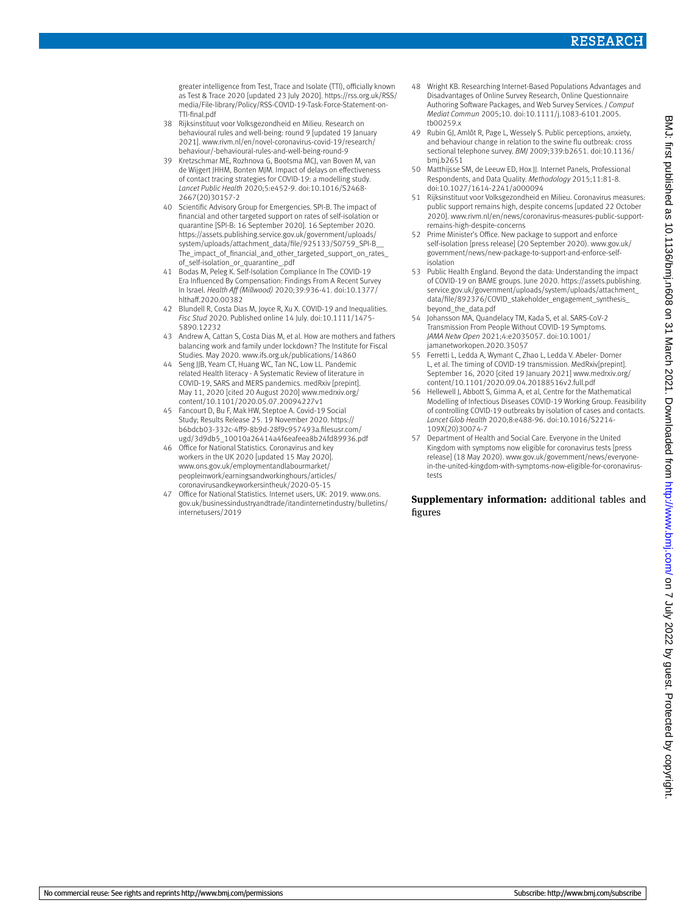greater intelligence from Test, Trace and Isolate (TTI), officially known as Test & Trace 2020 [updated 23 July 2020]. https://rss.org.uk/RSS/media/File-library/Policy/RSS-COVID-19-Task-Force-Statement-on-TTI-final.pdf

38 Rijksinstituut voor Volksgezondheid en Milieu. Research on behavioural rules and well-being: round 9 [updated 19 January 2021]. www.rivm.nl/en/novel-coronavirus-covid-19/research/behaviour/-behavioural-rules-and-well-being-round-9

39 Kretzschmar ME, Rozhnova G, Bootsma MCJ, van Boven M, van de Wijgert JHHM, Bonten MJM. Impact of delays on effectiveness of contact tracing strategies for COVID-19: a modelling study. *Lancet Public Health* 2020;5:e452-9. doi:10.1016/S2468-2667(20)30157-2

40 Scientific Advisory Group for Emergencies. SPI-B. The impact of financial and other targeted support on rates of self-isolation or quarantine [SPI-B: 16 September 2020]. 16 September 2020. https://assets.publishing.service.gov.uk/government/uploads/system/uploads/attachment_data/file/925133/S0759_SPI-B__The_impact_of_financial_and_other_targeted_support_on_rates_of_self-isolation_or_quarantine_.pdf

41 Bodas M, Peleg K. Self-Isolation Compliance In The COVID-19 Era Influenced By Compensation: Findings From A Recent Survey In Israel. *Health Aff (Millwood)* 2020;39:936-41. doi:10.1377/hlthaff.2020.00382

42 Blundell R, Costa Dias M, Joyce R, Xu X. COVID-19 and Inequalities. *Fisc Stud* 2020. Published online 14 July. doi:10.1111/1475-5890.12232

43 Andrew A, Cattan S, Costa Dias M, et al. How are mothers and fathers balancing work and family under lockdown? The Institute for Fiscal Studies. May 2020. www.ifs.org.uk/publications/14860

44 Seng JJB, Yeam CT, Huang WC, Tan NC, Low LL. Pandemic related Health literacy - A Systematic Review of literature in COVID-19, SARS and MERS pandemics. medRxiv [prepint]. May 11, 2020 [cited 20 August 2020] www.medrxiv.org/content/10.1101/2020.05.07.20094227v1

45 Fancourt D, Bu F, Mak HW, Steptoe A. Covid-19 Social Study; Results Release 25. 19 November 2020. https://b6bdcb03-332c-4ff9-8b9d-28f9c957493a.filesusr.com/ugd/3d9db5_10010a26414a4f6eafeea8b24fd89936.pdf

46 Office for National Statistics. Coronavirus and key workers in the UK 2020 [updated 15 May 2020]. www.ons.gov.uk/employmentandlabourmarket/peopleinwork/earningsandworkinghours/articles/coronavirusandkeyworkersintheuk/2020-05-15

47 Office for National Statistics. Internet users, UK: 2019. www.ons.gov.uk/businessindustryandtrade/itandinternetindustry/bulletins/internetusers/2019

48 Wright KB. Researching Internet-Based Populations Advantages and Disadvantages of Online Survey Research, Online Questionnaire Authoring Software Packages, and Web Survey Services. *J Comput Mediat Commun* 2005;10. doi:10.1111/j.1083-6101.2005.tb00259.x

49 Rubin GJ, Amlôt R, Page L, Wessely S. Public perceptions, anxiety, and behaviour change in relation to the swine flu outbreak: cross sectional telephone survey. *BMJ* 2009;339:b2651. doi:10.1136/bmj.b2651

50 Matthijsse SM, de Leeuw ED, Hox JJ. Internet Panels, Professional Respondents, and Data Quality. *Methodology* 2015;11:81-8. doi:10.1027/1614-2241/a000094

51 Rijksinstituut voor Volksgezondheid en Milieu. Coronavirus measures: public support remains high, despite concerns [updated 22 October 2020]. www.rivm.nl/en/news/coronavirus-measures-public-support-remains-high-despite-concerns

52 Prime Minister's Office. New package to support and enforce self-isolation [press release] (20 September 2020). www.gov.uk/government/news/new-package-to-support-and-enforce-self-isolation

53 Public Health England. Beyond the data: Understanding the impact of COVID-19 on BAME groups. June 2020. https://assets.publishing.service.gov.uk/government/uploads/system/uploads/attachment_data/file/892376/COVID_stakeholder_engagement_synthesis_beyond_the_data.pdf

54 Johansson MA, Quandelacy TM, Kada S, et al. SARS-CoV-2 Transmission From People Without COVID-19 Symptoms. *JAMA Netw Open* 2021;4:e2035057. doi:10.1001/jamanetworkopen.2020.35057

55 Ferretti L, Ledda A, Wymant C, Zhao L, Ledda V. Abeler- Dorner L, et al. The timing of COVID-19 transmission. MedRxiv[prepint]. September 16, 2020 [cited 19 January 2021] www.medrxiv.org/content/10.1101/2020.09.04.20188516v2.full.pdf

56 Hellewell J, Abbott S, Gimma A, et al, Centre for the Mathematical Modelling of Infectious Diseases COVID-19 Working Group. Feasibility of controlling COVID-19 outbreaks by isolation of cases and contacts. *Lancet Glob Health* 2020;8:e488-96. doi:10.1016/S2214-109X(20)30074-7

57 Department of Health and Social Care. Everyone in the United Kingdom with symptoms now eligible for coronavirus tests [press release] (18 May 2020). www.gov.uk/government/news/everyone-in-the-united-kingdom-with-symptoms-now-eligible-for-coronavirus-tests

**Supplementary information:** additional tables and figures